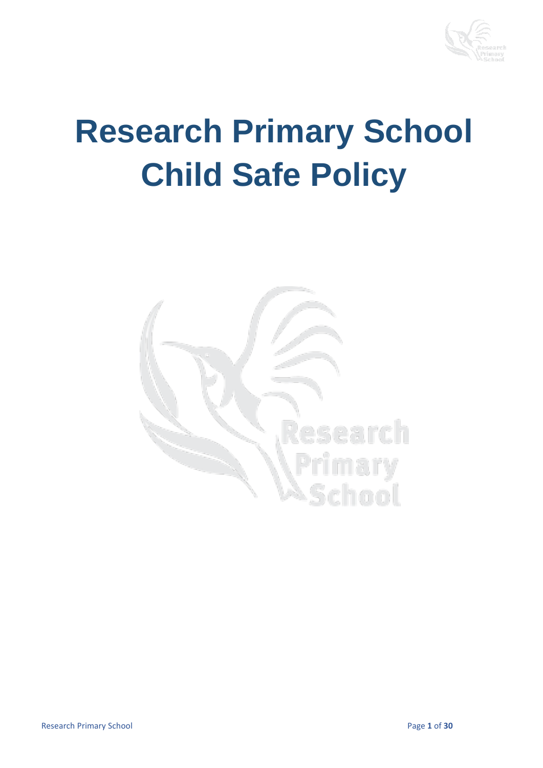# Research Primary School Child Safe Policy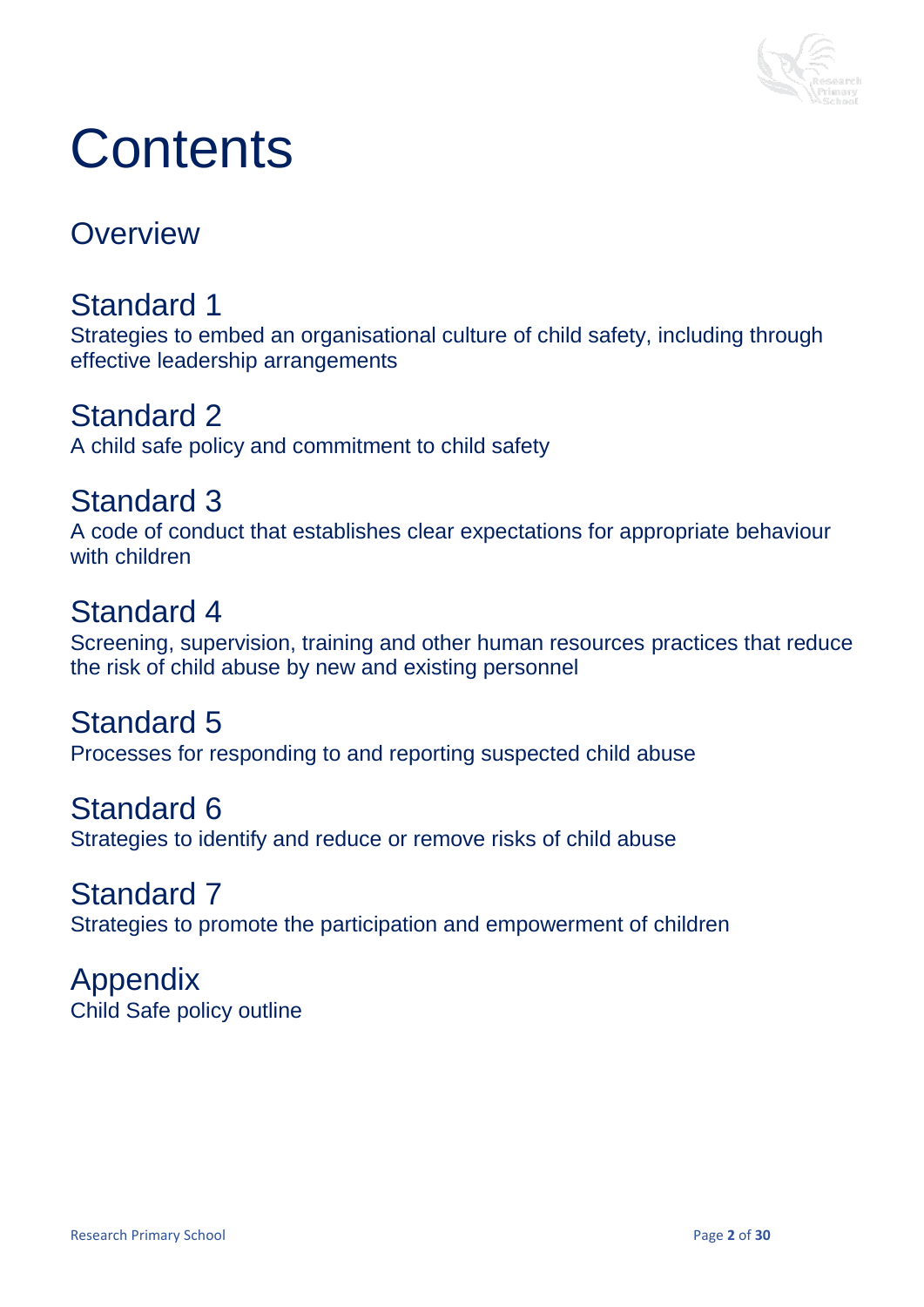# Contents

## Overview

## Standard 1

Strategies to embed an organisational culture of child safety, including through effective leadership arrangements

## Standard 2

A child safe policy and commitment to child safety

## Standard 3

A code of conduct that establishes clear expectations for appropriate behaviour with children

## Standard 4

Screening, supervision, training and other human resources practices that reduce the risk of child abuse by new and existing personnel

## Standard 5

Processes for responding to and reporting suspected child abuse

## Standard 6

Strategies to identify and reduce or remove risks of child abuse

## Standard 7

Strategies to promote the participation and empowerment of children

## Appendix

Child Safe policy outline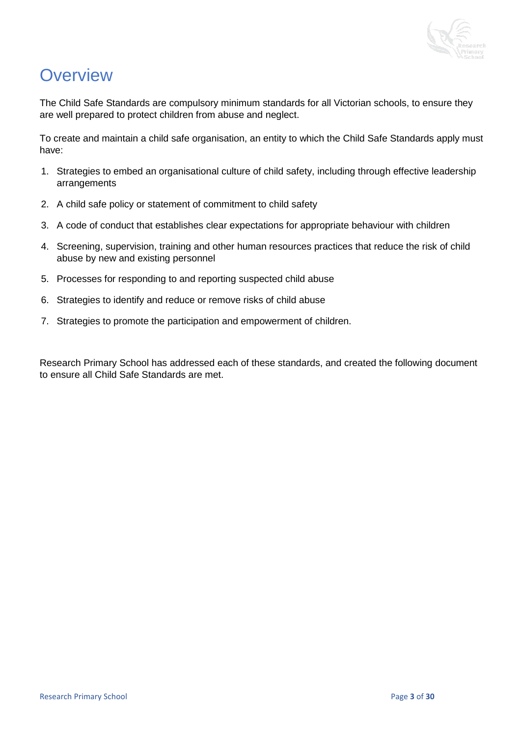# Overview

The Child Safe Standards are compulsory minimum standards for all Victorian schools, to ensure they are well prepared to protect children from abuse and neglect.

To create and maintain a child safe organisation, an entity to which the Child Safe Standards apply must have:

1. Strategies to embed an organisational culture of child safety, including through effective leadership arrangements
2. A child safe policy or statement of commitment to child safety
3. A code of conduct that establishes clear expectations for appropriate behaviour with children
4. Screening, supervision, training and other human resources practices that reduce the risk of child abuse by new and existing personnel
5. Processes for responding to and reporting suspected child abuse
6. Strategies to identify and reduce or remove risks of child abuse
7. Strategies to promote the participation and empowerment of children.

Research Primary School has addressed each of these standards, and created the following document to ensure all Child Safe Standards are met.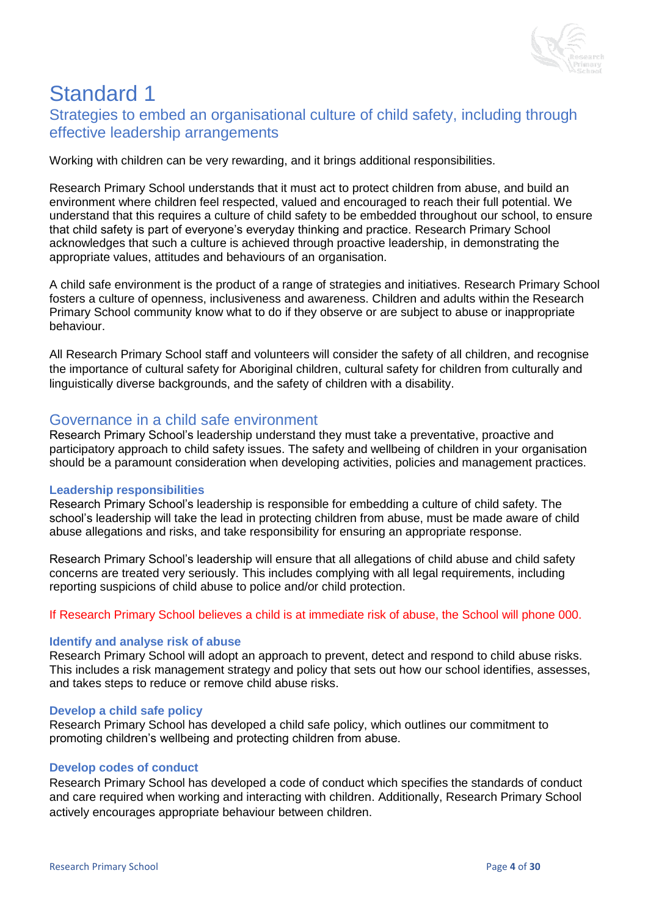# Standard 1

## Strategies to embed an organisational culture of child safety, including through effective leadership arrangements

Working with children can be very rewarding, and it brings additional responsibilities.

Research Primary School understands that it must act to protect children from abuse, and build an environment where children feel respected, valued and encouraged to reach their full potential. We understand that this requires a culture of child safety to be embedded throughout our school, to ensure that child safety is part of everyone's everyday thinking and practice. Research Primary School acknowledges that such a culture is achieved through proactive leadership, in demonstrating the appropriate values, attitudes and behaviours of an organisation.

A child safe environment is the product of a range of strategies and initiatives. Research Primary School fosters a culture of openness, inclusiveness and awareness. Children and adults within the Research Primary School community know what to do if they observe or are subject to abuse or inappropriate behaviour.

All Research Primary School staff and volunteers will consider the safety of all children, and recognise the importance of cultural safety for Aboriginal children, cultural safety for children from culturally and linguistically diverse backgrounds, and the safety of children with a disability.

## Governance in a child safe environment

Research Primary School's leadership understand they must take a preventative, proactive and participatory approach to child safety issues. The safety and wellbeing of children in your organisation should be a paramount consideration when developing activities, policies and management practices.

### Leadership responsibilities

Research Primary School's leadership is responsible for embedding a culture of child safety. The school's leadership will take the lead in protecting children from abuse, must be made aware of child abuse allegations and risks, and take responsibility for ensuring an appropriate response.

Research Primary School's leadership will ensure that all allegations of child abuse and child safety concerns are treated very seriously. This includes complying with all legal requirements, including reporting suspicions of child abuse to police and/or child protection.

If Research Primary School believes a child is at immediate risk of abuse, the School will phone 000.

### Identify and analyse risk of abuse

Research Primary School will adopt an approach to prevent, detect and respond to child abuse risks. This includes a risk management strategy and policy that sets out how our school identifies, assesses, and takes steps to reduce or remove child abuse risks.

### Develop a child safe policy

Research Primary School has developed a child safe policy, which outlines our commitment to promoting children's wellbeing and protecting children from abuse.

### Develop codes of conduct

Research Primary School has developed a code of conduct which specifies the standards of conduct and care required when working and interacting with children. Additionally, Research Primary School actively encourages appropriate behaviour between children.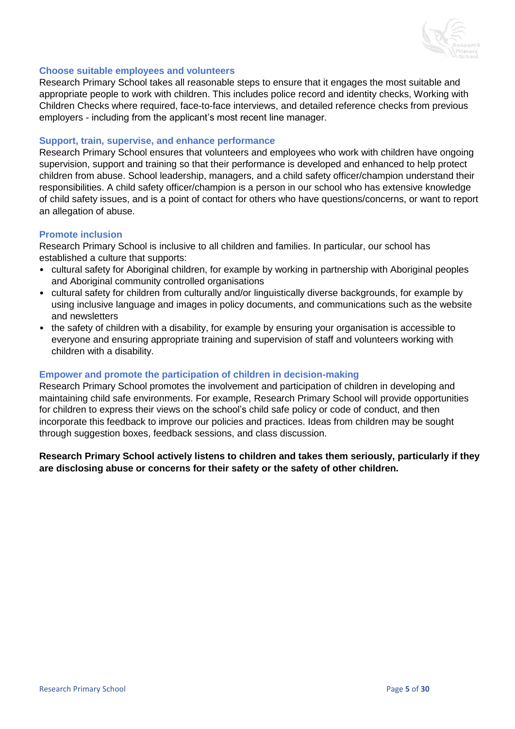### Choose suitable employees and volunteers

Research Primary School takes all reasonable steps to ensure that it engages the most suitable and appropriate people to work with children. This includes police record and identity checks, Working with Children Checks where required, face-to-face interviews, and detailed reference checks from previous employers - including from the applicant's most recent line manager.

### Support, train, supervise, and enhance performance

Research Primary School ensures that volunteers and employees who work with children have ongoing supervision, support and training so that their performance is developed and enhanced to help protect children from abuse. School leadership, managers, and a child safety officer/champion understand their responsibilities. A child safety officer/champion is a person in our school who has extensive knowledge of child safety issues, and is a point of contact for others who have questions/concerns, or want to report an allegation of abuse.

### Promote inclusion

Research Primary School is inclusive to all children and families. In particular, our school has established a culture that supports:

- cultural safety for Aboriginal children, for example by working in partnership with Aboriginal peoples and Aboriginal community controlled organisations
- cultural safety for children from culturally and/or linguistically diverse backgrounds, for example by using inclusive language and images in policy documents, and communications such as the website and newsletters
- the safety of children with a disability, for example by ensuring your organisation is accessible to everyone and ensuring appropriate training and supervision of staff and volunteers working with children with a disability.

### Empower and promote the participation of children in decision-making

Research Primary School promotes the involvement and participation of children in developing and maintaining child safe environments. For example, Research Primary School will provide opportunities for children to express their views on the school's child safe policy or code of conduct, and then incorporate this feedback to improve our policies and practices. Ideas from children may be sought through suggestion boxes, feedback sessions, and class discussion.

**Research Primary School actively listens to children and takes them seriously, particularly if they are disclosing abuse or concerns for their safety or the safety of other children.**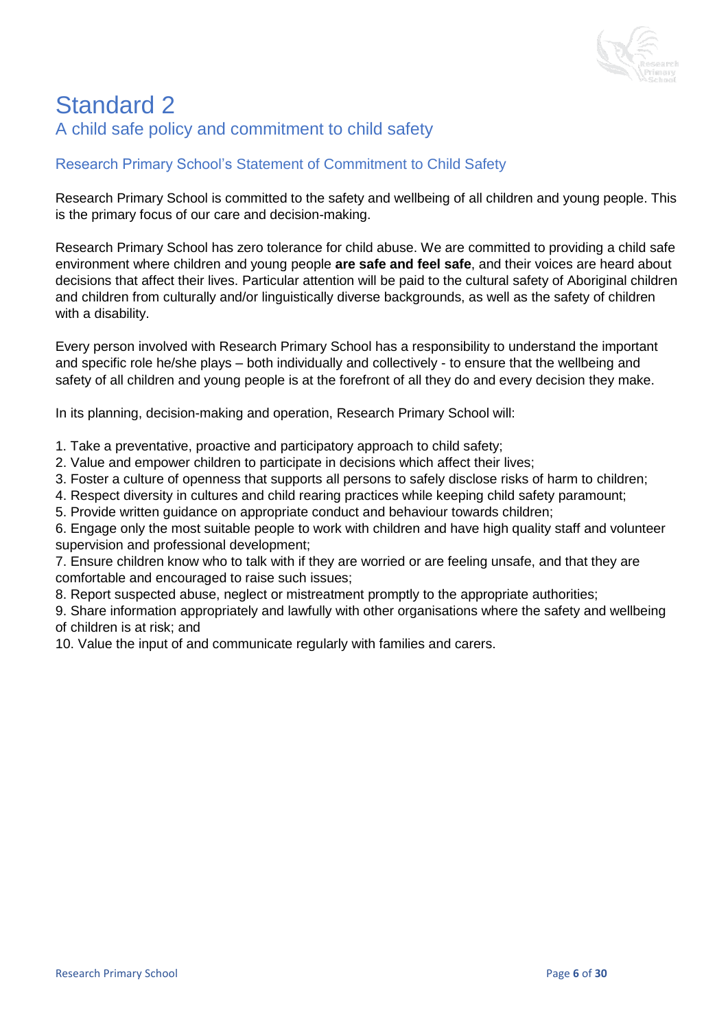# Standard 2

## A child safe policy and commitment to child safety

### Research Primary School's Statement of Commitment to Child Safety

Research Primary School is committed to the safety and wellbeing of all children and young people. This is the primary focus of our care and decision-making.

Research Primary School has zero tolerance for child abuse. We are committed to providing a child safe environment where children and young people **are safe and feel safe**, and their voices are heard about decisions that affect their lives. Particular attention will be paid to the cultural safety of Aboriginal children and children from culturally and/or linguistically diverse backgrounds, as well as the safety of children with a disability.

Every person involved with Research Primary School has a responsibility to understand the important and specific role he/she plays – both individually and collectively - to ensure that the wellbeing and safety of all children and young people is at the forefront of all they do and every decision they make.

In its planning, decision-making and operation, Research Primary School will:

1. Take a preventative, proactive and participatory approach to child safety;
2. Value and empower children to participate in decisions which affect their lives;
3. Foster a culture of openness that supports all persons to safely disclose risks of harm to children;
4. Respect diversity in cultures and child rearing practices while keeping child safety paramount;
5. Provide written guidance on appropriate conduct and behaviour towards children;
6. Engage only the most suitable people to work with children and have high quality staff and volunteer supervision and professional development;
7. Ensure children know who to talk with if they are worried or are feeling unsafe, and that they are comfortable and encouraged to raise such issues;
8. Report suspected abuse, neglect or mistreatment promptly to the appropriate authorities;
9. Share information appropriately and lawfully with other organisations where the safety and wellbeing of children is at risk; and
10. Value the input of and communicate regularly with families and carers.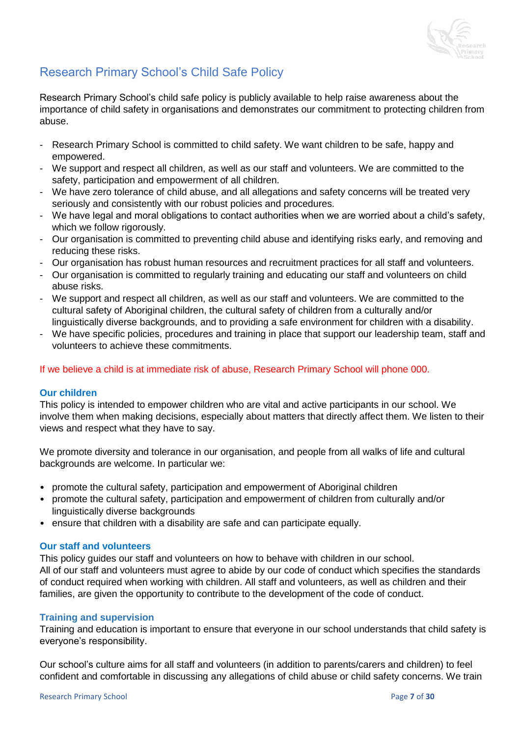## Research Primary School's Child Safe Policy

Research Primary School's child safe policy is publicly available to help raise awareness about the importance of child safety in organisations and demonstrates our commitment to protecting children from abuse.

- Research Primary School is committed to child safety. We want children to be safe, happy and empowered.
- We support and respect all children, as well as our staff and volunteers. We are committed to the safety, participation and empowerment of all children.
- We have zero tolerance of child abuse, and all allegations and safety concerns will be treated very seriously and consistently with our robust policies and procedures.
- We have legal and moral obligations to contact authorities when we are worried about a child's safety, which we follow rigorously.
- Our organisation is committed to preventing child abuse and identifying risks early, and removing and reducing these risks.
- Our organisation has robust human resources and recruitment practices for all staff and volunteers.
- Our organisation is committed to regularly training and educating our staff and volunteers on child abuse risks.
- We support and respect all children, as well as our staff and volunteers. We are committed to the cultural safety of Aboriginal children, the cultural safety of children from a culturally and/or linguistically diverse backgrounds, and to providing a safe environment for children with a disability.
- We have specific policies, procedures and training in place that support our leadership team, staff and volunteers to achieve these commitments.

If we believe a child is at immediate risk of abuse, Research Primary School will phone 000.

### Our children

This policy is intended to empower children who are vital and active participants in our school. We involve them when making decisions, especially about matters that directly affect them. We listen to their views and respect what they have to say.

We promote diversity and tolerance in our organisation, and people from all walks of life and cultural backgrounds are welcome. In particular we:

- promote the cultural safety, participation and empowerment of Aboriginal children
- promote the cultural safety, participation and empowerment of children from culturally and/or linguistically diverse backgrounds
- ensure that children with a disability are safe and can participate equally.

### Our staff and volunteers

This policy guides our staff and volunteers on how to behave with children in our school.
All of our staff and volunteers must agree to abide by our code of conduct which specifies the standards of conduct required when working with children. All staff and volunteers, as well as children and their families, are given the opportunity to contribute to the development of the code of conduct.

### Training and supervision

Training and education is important to ensure that everyone in our school understands that child safety is everyone's responsibility.

Our school's culture aims for all staff and volunteers (in addition to parents/carers and children) to feel confident and comfortable in discussing any allegations of child abuse or child safety concerns. We train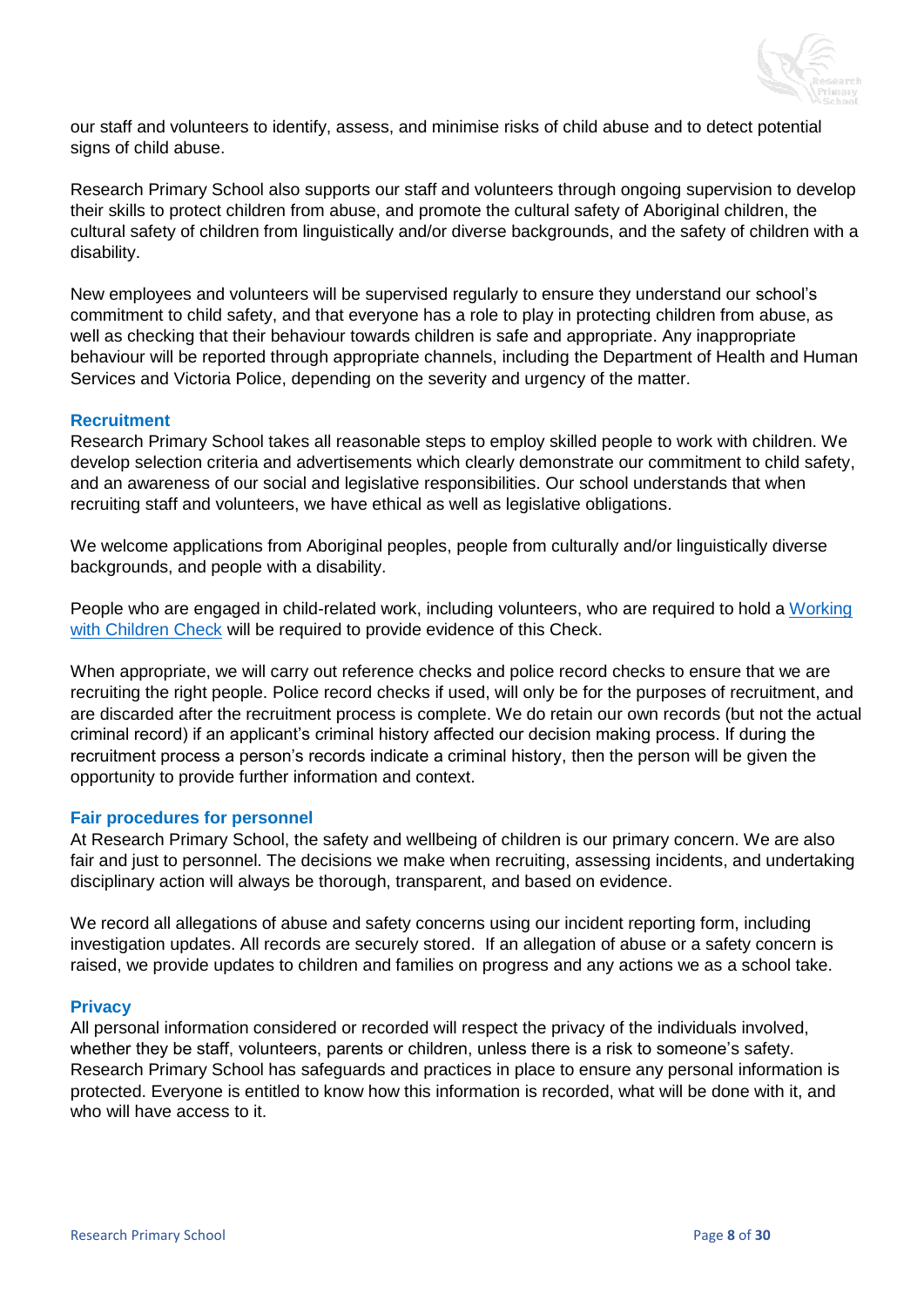our staff and volunteers to identify, assess, and minimise risks of child abuse and to detect potential signs of child abuse.

Research Primary School also supports our staff and volunteers through ongoing supervision to develop their skills to protect children from abuse, and promote the cultural safety of Aboriginal children, the cultural safety of children from linguistically and/or diverse backgrounds, and the safety of children with a disability.

New employees and volunteers will be supervised regularly to ensure they understand our school's commitment to child safety, and that everyone has a role to play in protecting children from abuse, as well as checking that their behaviour towards children is safe and appropriate. Any inappropriate behaviour will be reported through appropriate channels, including the Department of Health and Human Services and Victoria Police, depending on the severity and urgency of the matter.

### Recruitment

Research Primary School takes all reasonable steps to employ skilled people to work with children. We develop selection criteria and advertisements which clearly demonstrate our commitment to child safety, and an awareness of our social and legislative responsibilities. Our school understands that when recruiting staff and volunteers, we have ethical as well as legislative obligations.

We welcome applications from Aboriginal peoples, people from culturally and/or linguistically diverse backgrounds, and people with a disability.

People who are engaged in child-related work, including volunteers, who are required to hold a Working with Children Check will be required to provide evidence of this Check.

When appropriate, we will carry out reference checks and police record checks to ensure that we are recruiting the right people. Police record checks if used, will only be for the purposes of recruitment, and are discarded after the recruitment process is complete. We do retain our own records (but not the actual criminal record) if an applicant's criminal history affected our decision making process. If during the recruitment process a person's records indicate a criminal history, then the person will be given the opportunity to provide further information and context.

### Fair procedures for personnel

At Research Primary School, the safety and wellbeing of children is our primary concern. We are also fair and just to personnel. The decisions we make when recruiting, assessing incidents, and undertaking disciplinary action will always be thorough, transparent, and based on evidence.

We record all allegations of abuse and safety concerns using our incident reporting form, including investigation updates. All records are securely stored. If an allegation of abuse or a safety concern is raised, we provide updates to children and families on progress and any actions we as a school take.

### Privacy

All personal information considered or recorded will respect the privacy of the individuals involved, whether they be staff, volunteers, parents or children, unless there is a risk to someone's safety. Research Primary School has safeguards and practices in place to ensure any personal information is protected. Everyone is entitled to know how this information is recorded, what will be done with it, and who will have access to it.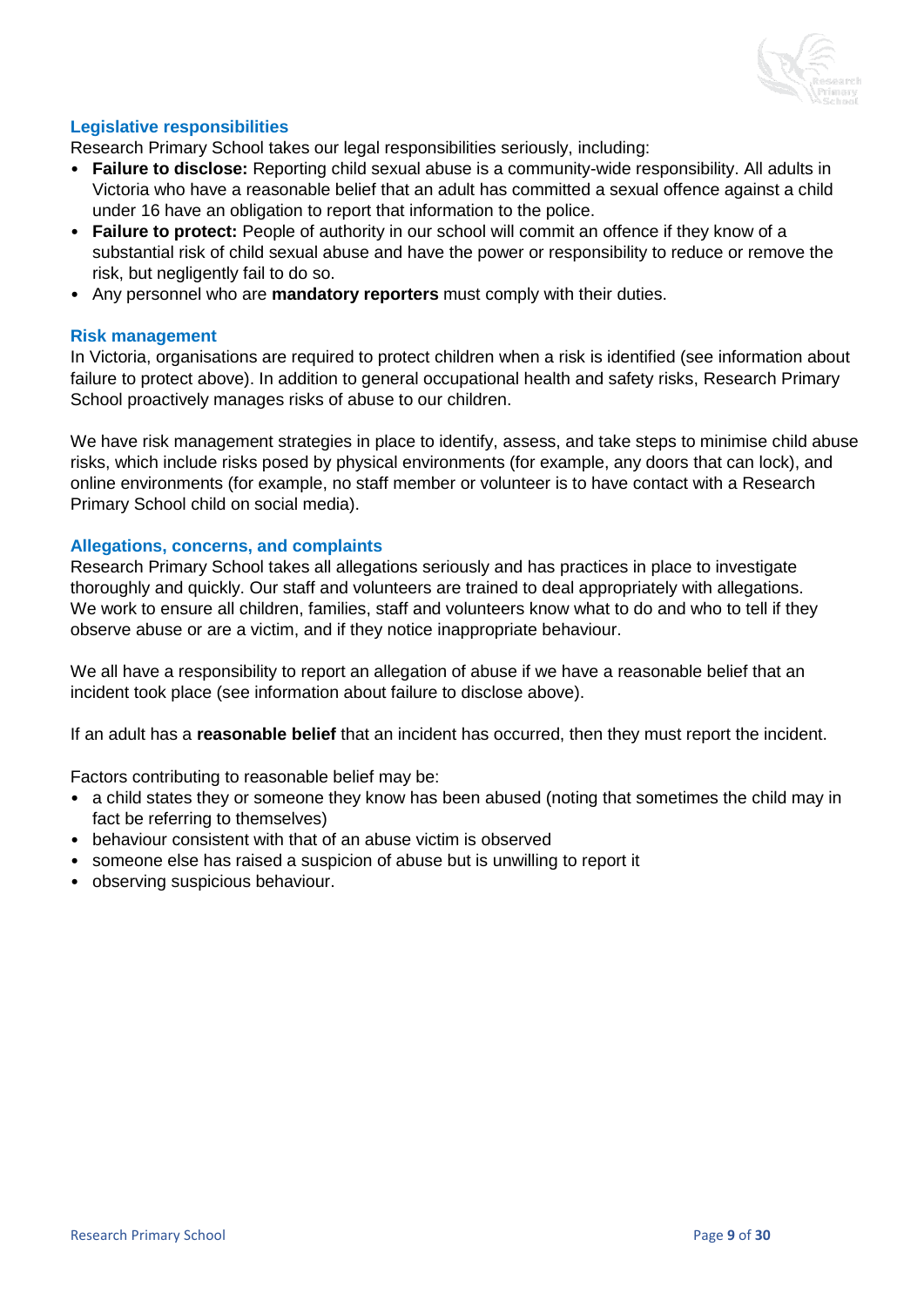### Legislative responsibilities

Research Primary School takes our legal responsibilities seriously, including:

- **Failure to disclose:** Reporting child sexual abuse is a community-wide responsibility. All adults in Victoria who have a reasonable belief that an adult has committed a sexual offence against a child under 16 have an obligation to report that information to the police.
- **Failure to protect:** People of authority in our school will commit an offence if they know of a substantial risk of child sexual abuse and have the power or responsibility to reduce or remove the risk, but negligently fail to do so.
- Any personnel who are **mandatory reporters** must comply with their duties.

### Risk management

In Victoria, organisations are required to protect children when a risk is identified (see information about failure to protect above). In addition to general occupational health and safety risks, Research Primary School proactively manages risks of abuse to our children.

We have risk management strategies in place to identify, assess, and take steps to minimise child abuse risks, which include risks posed by physical environments (for example, any doors that can lock), and online environments (for example, no staff member or volunteer is to have contact with a Research Primary School child on social media).

### Allegations, concerns, and complaints

Research Primary School takes all allegations seriously and has practices in place to investigate thoroughly and quickly. Our staff and volunteers are trained to deal appropriately with allegations. We work to ensure all children, families, staff and volunteers know what to do and who to tell if they observe abuse or are a victim, and if they notice inappropriate behaviour.

We all have a responsibility to report an allegation of abuse if we have a reasonable belief that an incident took place (see information about failure to disclose above).

If an adult has a **reasonable belief** that an incident has occurred, then they must report the incident.

Factors contributing to reasonable belief may be:

- a child states they or someone they know has been abused (noting that sometimes the child may in fact be referring to themselves)
- behaviour consistent with that of an abuse victim is observed
- someone else has raised a suspicion of abuse but is unwilling to report it
- observing suspicious behaviour.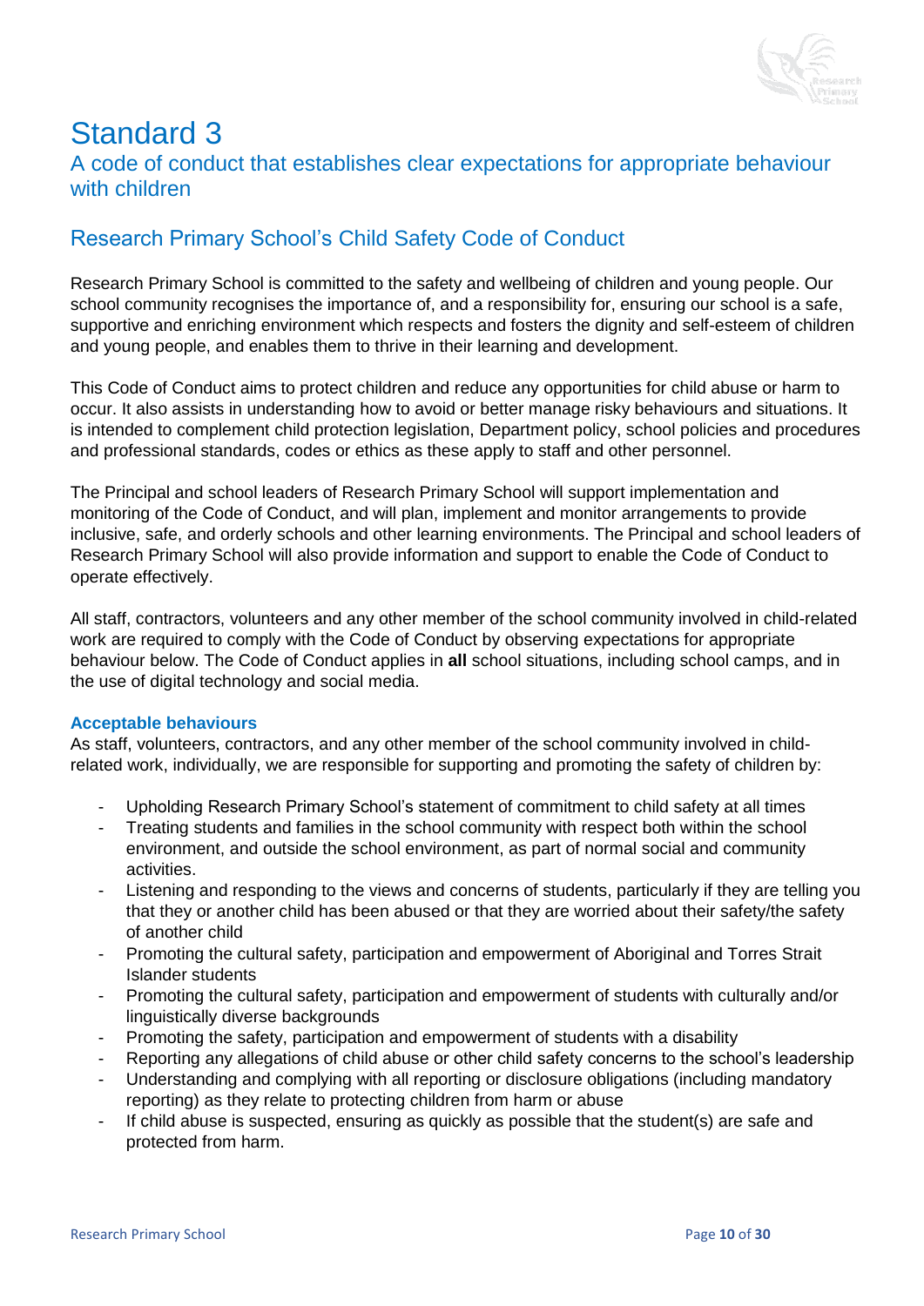# Standard 3

## A code of conduct that establishes clear expectations for appropriate behaviour with children

## Research Primary School's Child Safety Code of Conduct

Research Primary School is committed to the safety and wellbeing of children and young people. Our school community recognises the importance of, and a responsibility for, ensuring our school is a safe, supportive and enriching environment which respects and fosters the dignity and self-esteem of children and young people, and enables them to thrive in their learning and development.

This Code of Conduct aims to protect children and reduce any opportunities for child abuse or harm to occur. It also assists in understanding how to avoid or better manage risky behaviours and situations. It is intended to complement child protection legislation, Department policy, school policies and procedures and professional standards, codes or ethics as these apply to staff and other personnel.

The Principal and school leaders of Research Primary School will support implementation and monitoring of the Code of Conduct, and will plan, implement and monitor arrangements to provide inclusive, safe, and orderly schools and other learning environments. The Principal and school leaders of Research Primary School will also provide information and support to enable the Code of Conduct to operate effectively.

All staff, contractors, volunteers and any other member of the school community involved in child-related work are required to comply with the Code of Conduct by observing expectations for appropriate behaviour below. The Code of Conduct applies in **all** school situations, including school camps, and in the use of digital technology and social media.

### Acceptable behaviours

As staff, volunteers, contractors, and any other member of the school community involved in child-related work, individually, we are responsible for supporting and promoting the safety of children by:

- Upholding Research Primary School's statement of commitment to child safety at all times
- Treating students and families in the school community with respect both within the school environment, and outside the school environment, as part of normal social and community activities.
- Listening and responding to the views and concerns of students, particularly if they are telling you that they or another child has been abused or that they are worried about their safety/the safety of another child
- Promoting the cultural safety, participation and empowerment of Aboriginal and Torres Strait Islander students
- Promoting the cultural safety, participation and empowerment of students with culturally and/or linguistically diverse backgrounds
- Promoting the safety, participation and empowerment of students with a disability
- Reporting any allegations of child abuse or other child safety concerns to the school's leadership
- Understanding and complying with all reporting or disclosure obligations (including mandatory reporting) as they relate to protecting children from harm or abuse
- If child abuse is suspected, ensuring as quickly as possible that the student(s) are safe and protected from harm.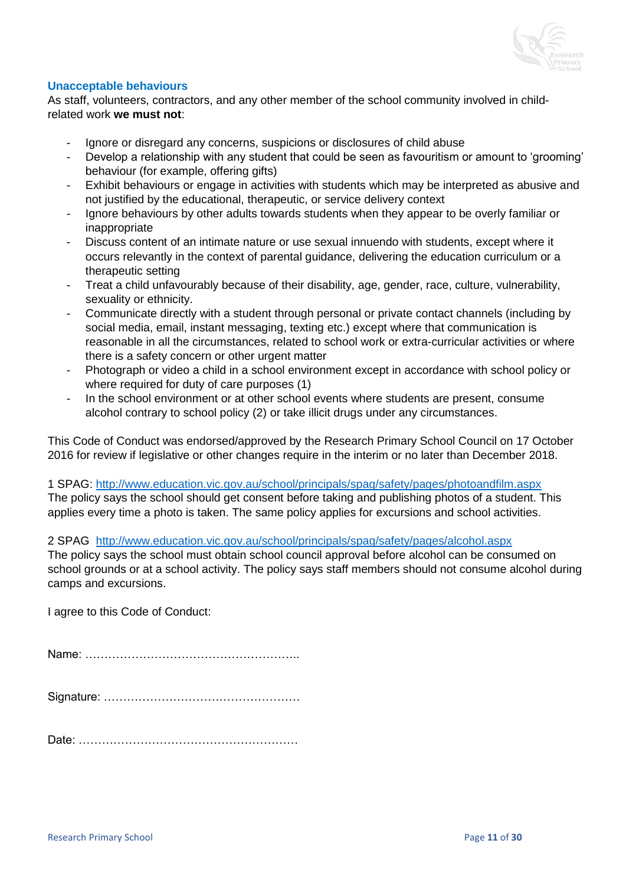### Unacceptable behaviours

As staff, volunteers, contractors, and any other member of the school community involved in child-related work **we must not**:

- Ignore or disregard any concerns, suspicions or disclosures of child abuse
- Develop a relationship with any student that could be seen as favouritism or amount to 'grooming' behaviour (for example, offering gifts)
- Exhibit behaviours or engage in activities with students which may be interpreted as abusive and not justified by the educational, therapeutic, or service delivery context
- Ignore behaviours by other adults towards students when they appear to be overly familiar or inappropriate
- Discuss content of an intimate nature or use sexual innuendo with students, except where it occurs relevantly in the context of parental guidance, delivering the education curriculum or a therapeutic setting
- Treat a child unfavourably because of their disability, age, gender, race, culture, vulnerability, sexuality or ethnicity.
- Communicate directly with a student through personal or private contact channels (including by social media, email, instant messaging, texting etc.) except where that communication is reasonable in all the circumstances, related to school work or extra-curricular activities or where there is a safety concern or other urgent matter
- Photograph or video a child in a school environment except in accordance with school policy or where required for duty of care purposes (1)
- In the school environment or at other school events where students are present, consume alcohol contrary to school policy (2) or take illicit drugs under any circumstances.

This Code of Conduct was endorsed/approved by the Research Primary School Council on 17 October 2016 for review if legislative or other changes require in the interim or no later than December 2018.

1 SPAG: http://www.education.vic.gov.au/school/principals/spag/safety/pages/photoandfilm.aspx
The policy says the school should get consent before taking and publishing photos of a student. This applies every time a photo is taken. The same policy applies for excursions and school activities.

2 SPAG http://www.education.vic.gov.au/school/principals/spag/safety/pages/alcohol.aspx
The policy says the school must obtain school council approval before alcohol can be consumed on school grounds or at a school activity. The policy says staff members should not consume alcohol during camps and excursions.

I agree to this Code of Conduct:

Name: ………………………………………………..

Signature: ……………………………………………

Date: …………………………………………………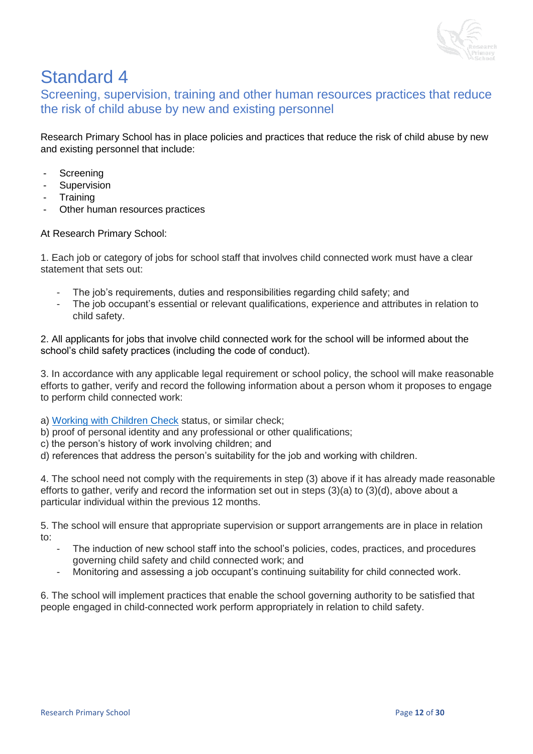# Standard 4

## Screening, supervision, training and other human resources practices that reduce the risk of child abuse by new and existing personnel

Research Primary School has in place policies and practices that reduce the risk of child abuse by new and existing personnel that include:

- Screening
- Supervision
- Training
- Other human resources practices

At Research Primary School:

1. Each job or category of jobs for school staff that involves child connected work must have a clear statement that sets out:

    - The job's requirements, duties and responsibilities regarding child safety; and
    - The job occupant's essential or relevant qualifications, experience and attributes in relation to child safety.

2. All applicants for jobs that involve child connected work for the school will be informed about the school's child safety practices (including the code of conduct).

3. In accordance with any applicable legal requirement or school policy, the school will make reasonable efforts to gather, verify and record the following information about a person whom it proposes to engage to perform child connected work:

a) Working with Children Check status, or similar check;
b) proof of personal identity and any professional or other qualifications;
c) the person's history of work involving children; and
d) references that address the person's suitability for the job and working with children.

4. The school need not comply with the requirements in step (3) above if it has already made reasonable efforts to gather, verify and record the information set out in steps (3)(a) to (3)(d), above about a particular individual within the previous 12 months.

5. The school will ensure that appropriate supervision or support arrangements are in place in relation to:

    - The induction of new school staff into the school's policies, codes, practices, and procedures governing child safety and child connected work; and
    - Monitoring and assessing a job occupant's continuing suitability for child connected work.

6. The school will implement practices that enable the school governing authority to be satisfied that people engaged in child-connected work perform appropriately in relation to child safety.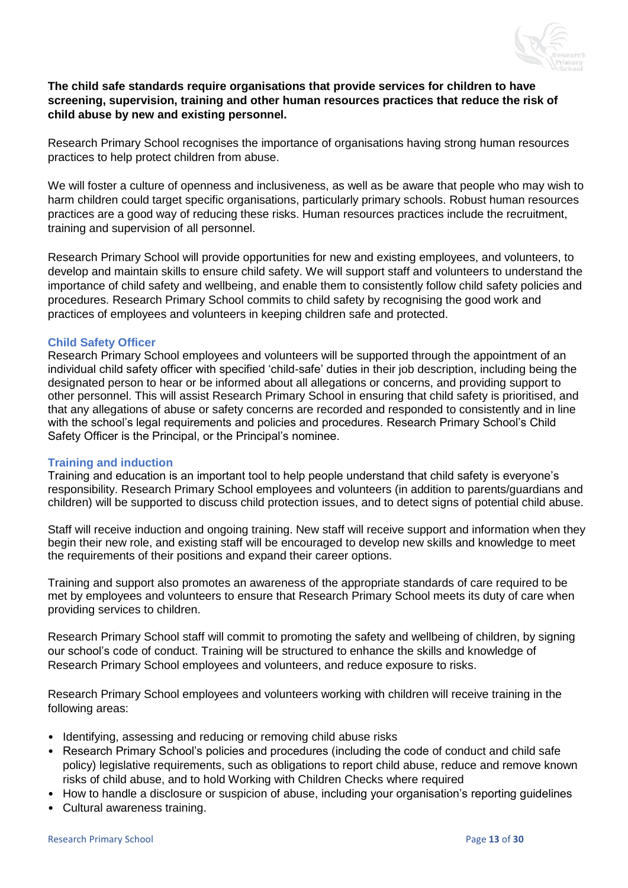**The child safe standards require organisations that provide services for children to have screening, supervision, training and other human resources practices that reduce the risk of child abuse by new and existing personnel.**

Research Primary School recognises the importance of organisations having strong human resources practices to help protect children from abuse.

We will foster a culture of openness and inclusiveness, as well as be aware that people who may wish to harm children could target specific organisations, particularly primary schools. Robust human resources practices are a good way of reducing these risks. Human resources practices include the recruitment, training and supervision of all personnel.

Research Primary School will provide opportunities for new and existing employees, and volunteers, to develop and maintain skills to ensure child safety. We will support staff and volunteers to understand the importance of child safety and wellbeing, and enable them to consistently follow child safety policies and procedures. Research Primary School commits to child safety by recognising the good work and practices of employees and volunteers in keeping children safe and protected.

### Child Safety Officer

Research Primary School employees and volunteers will be supported through the appointment of an individual child safety officer with specified 'child-safe' duties in their job description, including being the designated person to hear or be informed about all allegations or concerns, and providing support to other personnel. This will assist Research Primary School in ensuring that child safety is prioritised, and that any allegations of abuse or safety concerns are recorded and responded to consistently and in line with the school's legal requirements and policies and procedures. Research Primary School's Child Safety Officer is the Principal, or the Principal's nominee.

### Training and induction

Training and education is an important tool to help people understand that child safety is everyone's responsibility. Research Primary School employees and volunteers (in addition to parents/guardians and children) will be supported to discuss child protection issues, and to detect signs of potential child abuse.

Staff will receive induction and ongoing training. New staff will receive support and information when they begin their new role, and existing staff will be encouraged to develop new skills and knowledge to meet the requirements of their positions and expand their career options.

Training and support also promotes an awareness of the appropriate standards of care required to be met by employees and volunteers to ensure that Research Primary School meets its duty of care when providing services to children.

Research Primary School staff will commit to promoting the safety and wellbeing of children, by signing our school's code of conduct. Training will be structured to enhance the skills and knowledge of Research Primary School employees and volunteers, and reduce exposure to risks.

Research Primary School employees and volunteers working with children will receive training in the following areas:

- Identifying, assessing and reducing or removing child abuse risks
- Research Primary School's policies and procedures (including the code of conduct and child safe policy) legislative requirements, such as obligations to report child abuse, reduce and remove known risks of child abuse, and to hold Working with Children Checks where required
- How to handle a disclosure or suspicion of abuse, including your organisation's reporting guidelines
- Cultural awareness training.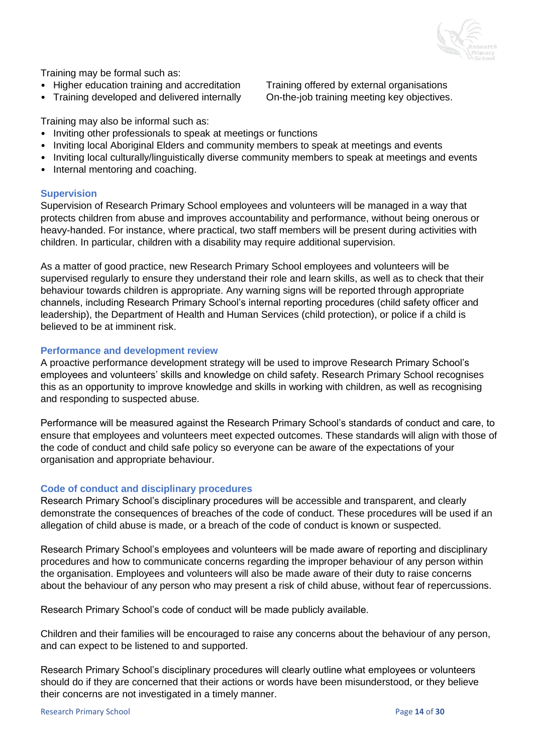Training may be formal such as:

- Higher education training and accreditation
- Training developed and delivered internally
- Training offered by external organisations
- On-the-job training meeting key objectives.

Training may also be informal such as:

- Inviting other professionals to speak at meetings or functions
- Inviting local Aboriginal Elders and community members to speak at meetings and events
- Inviting local culturally/linguistically diverse community members to speak at meetings and events
- Internal mentoring and coaching.

### Supervision

Supervision of Research Primary School employees and volunteers will be managed in a way that protects children from abuse and improves accountability and performance, without being onerous or heavy-handed. For instance, where practical, two staff members will be present during activities with children. In particular, children with a disability may require additional supervision.

As a matter of good practice, new Research Primary School employees and volunteers will be supervised regularly to ensure they understand their role and learn skills, as well as to check that their behaviour towards children is appropriate. Any warning signs will be reported through appropriate channels, including Research Primary School's internal reporting procedures (child safety officer and leadership), the Department of Health and Human Services (child protection), or police if a child is believed to be at imminent risk.

### Performance and development review

A proactive performance development strategy will be used to improve Research Primary School's employees and volunteers' skills and knowledge on child safety. Research Primary School recognises this as an opportunity to improve knowledge and skills in working with children, as well as recognising and responding to suspected abuse.

Performance will be measured against the Research Primary School's standards of conduct and care, to ensure that employees and volunteers meet expected outcomes. These standards will align with those of the code of conduct and child safe policy so everyone can be aware of the expectations of your organisation and appropriate behaviour.

### Code of conduct and disciplinary procedures

Research Primary School's disciplinary procedures will be accessible and transparent, and clearly demonstrate the consequences of breaches of the code of conduct. These procedures will be used if an allegation of child abuse is made, or a breach of the code of conduct is known or suspected.

Research Primary School's employees and volunteers will be made aware of reporting and disciplinary procedures and how to communicate concerns regarding the improper behaviour of any person within the organisation. Employees and volunteers will also be made aware of their duty to raise concerns about the behaviour of any person who may present a risk of child abuse, without fear of repercussions.

Research Primary School's code of conduct will be made publicly available.

Children and their families will be encouraged to raise any concerns about the behaviour of any person, and can expect to be listened to and supported.

Research Primary School's disciplinary procedures will clearly outline what employees or volunteers should do if they are concerned that their actions or words have been misunderstood, or they believe their concerns are not investigated in a timely manner.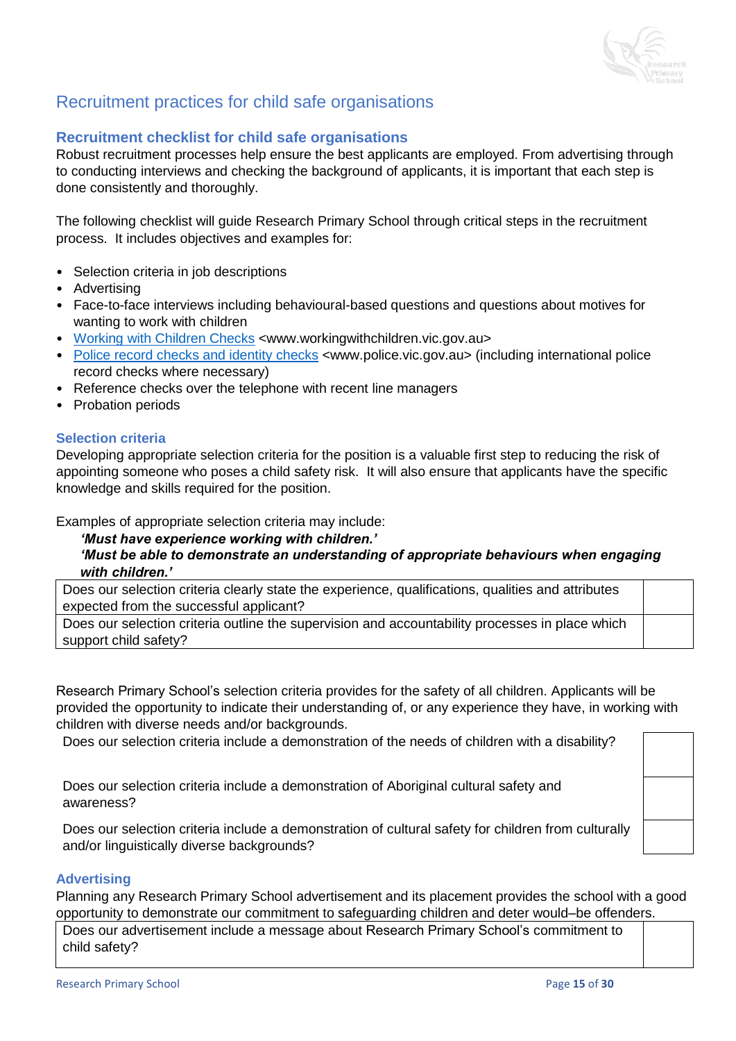## Recruitment practices for child safe organisations

### Recruitment checklist for child safe organisations

Robust recruitment processes help ensure the best applicants are employed. From advertising through to conducting interviews and checking the background of applicants, it is important that each step is done consistently and thoroughly.

The following checklist will guide Research Primary School through critical steps in the recruitment process. It includes objectives and examples for:

- Selection criteria in job descriptions
- Advertising
- Face-to-face interviews including behavioural-based questions and questions about motives for wanting to work with children
- Working with Children Checks <www.workingwithchildren.vic.gov.au>
- Police record checks and identity checks <www.police.vic.gov.au> (including international police record checks where necessary)
- Reference checks over the telephone with recent line managers
- Probation periods

#### Selection criteria

Developing appropriate selection criteria for the position is a valuable first step to reducing the risk of appointing someone who poses a child safety risk. It will also ensure that applicants have the specific knowledge and skills required for the position.

Examples of appropriate selection criteria may include:

> ***'Must have experience working with children.'***
> ***'Must be able to demonstrate an understanding of appropriate behaviours when engaging with children.'***

| | |
|---|---|
| Does our selection criteria clearly state the experience, qualifications, qualities and attributes expected from the successful applicant? | |
| Does our selection criteria outline the supervision and accountability processes in place which support child safety? | |

Research Primary School's selection criteria provides for the safety of all children. Applicants will be provided the opportunity to indicate their understanding of, or any experience they have, in working with children with diverse needs and/or backgrounds.

| | |
|---|---|
| Does our selection criteria include a demonstration of the needs of children with a disability? | |
| Does our selection criteria include a demonstration of Aboriginal cultural safety and awareness? | |
| Does our selection criteria include a demonstration of cultural safety for children from culturally and/or linguistically diverse backgrounds? | |

#### Advertising

Planning any Research Primary School advertisement and its placement provides the school with a good opportunity to demonstrate our commitment to safeguarding children and deter would–be offenders.

| | |
|---|---|
| Does our advertisement include a message about Research Primary School's commitment to child safety? | |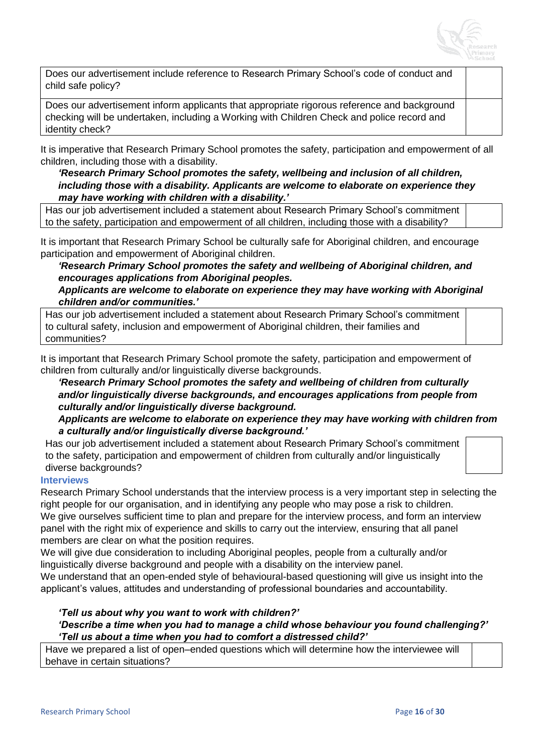| | |
|---|---|
| Does our advertisement include reference to Research Primary School's code of conduct and child safe policy? | |
| Does our advertisement inform applicants that appropriate rigorous reference and background checking will be undertaken, including a Working with Children Check and police record and identity check? | |

It is imperative that Research Primary School promotes the safety, participation and empowerment of all children, including those with a disability.

> ***'Research Primary School promotes the safety, wellbeing and inclusion of all children, including those with a disability. Applicants are welcome to elaborate on experience they may have working with children with a disability.'***

| | |
|---|---|
| Has our job advertisement included a statement about Research Primary School's commitment to the safety, participation and empowerment of all children, including those with a disability? | |

It is important that Research Primary School be culturally safe for Aboriginal children, and encourage participation and empowerment of Aboriginal children.

> ***'Research Primary School promotes the safety and wellbeing of Aboriginal children, and encourages applications from Aboriginal peoples.***
> ***Applicants are welcome to elaborate on experience they may have working with Aboriginal children and/or communities.'***

| | |
|---|---|
| Has our job advertisement included a statement about Research Primary School's commitment to cultural safety, inclusion and empowerment of Aboriginal children, their families and communities? | |

It is important that Research Primary School promote the safety, participation and empowerment of children from culturally and/or linguistically diverse backgrounds.

> ***'Research Primary School promotes the safety and wellbeing of children from culturally and/or linguistically diverse backgrounds, and encourages applications from people from culturally and/or linguistically diverse background.***
> ***Applicants are welcome to elaborate on experience they may have working with children from a culturally and/or linguistically diverse background.'***

| | |
|---|---|
| Has our job advertisement included a statement about Research Primary School's commitment to the safety, participation and empowerment of children from culturally and/or linguistically diverse backgrounds? | |

### Interviews

Research Primary School understands that the interview process is a very important step in selecting the right people for our organisation, and in identifying any people who may pose a risk to children.

We give ourselves sufficient time to plan and prepare for the interview process, and form an interview panel with the right mix of experience and skills to carry out the interview, ensuring that all panel members are clear on what the position requires.

We will give due consideration to including Aboriginal peoples, people from a culturally and/or linguistically diverse background and people with a disability on the interview panel.

We understand that an open-ended style of behavioural-based questioning will give us insight into the applicant's values, attitudes and understanding of professional boundaries and accountability.

> ***'Tell us about why you want to work with children?'***
> ***'Describe a time when you had to manage a child whose behaviour you found challenging?'***
> ***'Tell us about a time when you had to comfort a distressed child?'***

| | |
|---|---|
| Have we prepared a list of open–ended questions which will determine how the interviewee will behave in certain situations? | |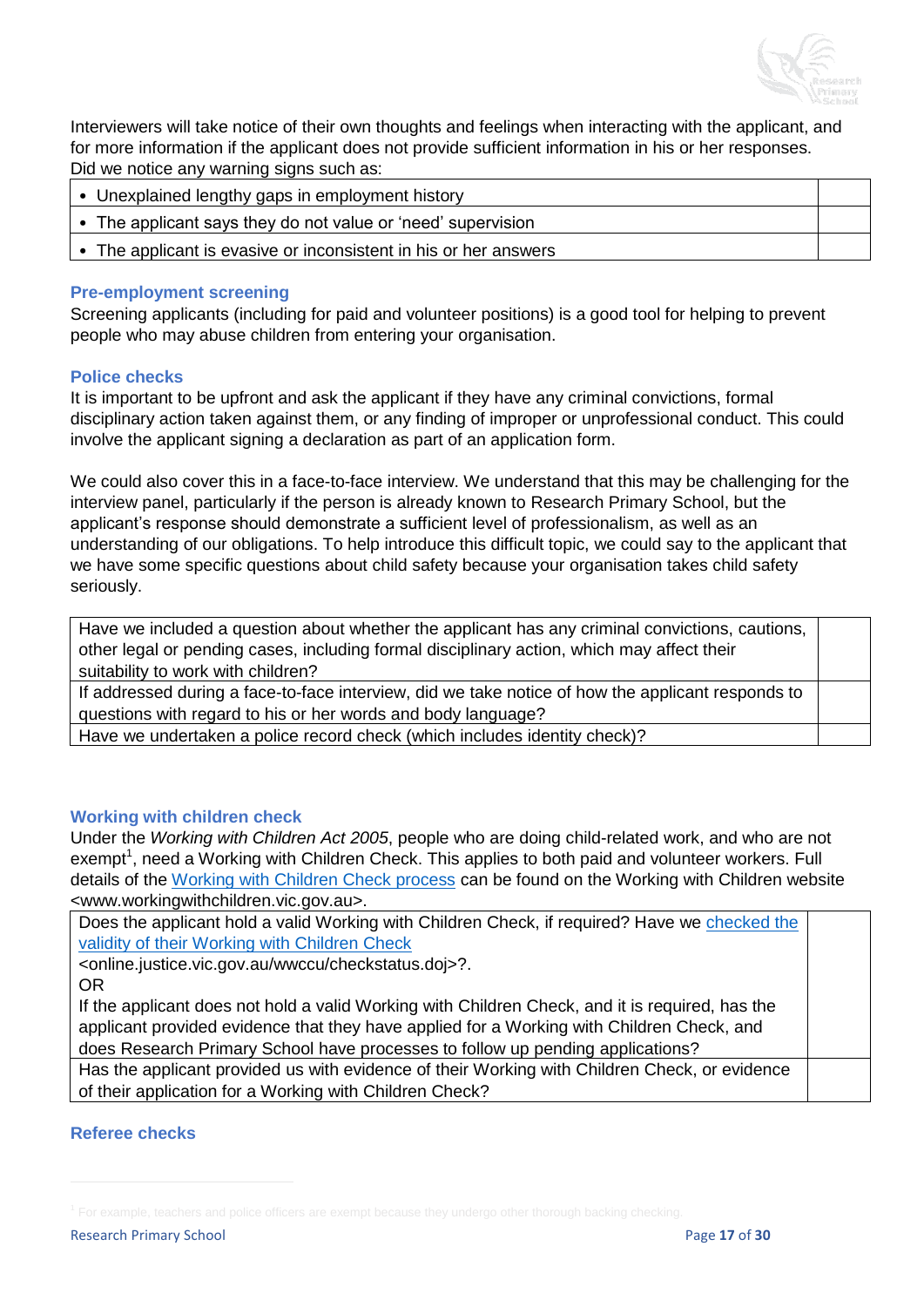Interviewers will take notice of their own thoughts and feelings when interacting with the applicant, and for more information if the applicant does not provide sufficient information in his or her responses.
Did we notice any warning signs such as:

| | |
|---|---|
| • Unexplained lengthy gaps in employment history | |
| • The applicant says they do not value or 'need' supervision | |
| • The applicant is evasive or inconsistent in his or her answers | |

### Pre-employment screening

Screening applicants (including for paid and volunteer positions) is a good tool for helping to prevent people who may abuse children from entering your organisation.

### Police checks

It is important to be upfront and ask the applicant if they have any criminal convictions, formal disciplinary action taken against them, or any finding of improper or unprofessional conduct. This could involve the applicant signing a declaration as part of an application form.

We could also cover this in a face-to-face interview. We understand that this may be challenging for the interview panel, particularly if the person is already known to Research Primary School, but the applicant's response should demonstrate a sufficient level of professionalism, as well as an understanding of our obligations. To help introduce this difficult topic, we could say to the applicant that we have some specific questions about child safety because your organisation takes child safety seriously.

| | |
|---|---|
| Have we included a question about whether the applicant has any criminal convictions, cautions, other legal or pending cases, including formal disciplinary action, which may affect their suitability to work with children? | |
| If addressed during a face-to-face interview, did we take notice of how the applicant responds to questions with regard to his or her words and body language? | |
| Have we undertaken a police record check (which includes identity check)? | |

### Working with children check

Under the *Working with Children Act 2005*, people who are doing child-related work, and who are not exempt[1], need a Working with Children Check. This applies to both paid and volunteer workers. Full details of the Working with Children Check process can be found on the Working with Children website <www.workingwithchildren.vic.gov.au>.

| | |
|---|---|
| Does the applicant hold a valid Working with Children Check, if required? Have we checked the validity of their Working with Children Check <online.justice.vic.gov.au/wwccu/checkstatus.doj>?. OR If the applicant does not hold a valid Working with Children Check, and it is required, has the applicant provided evidence that they have applied for a Working with Children Check, and does Research Primary School have processes to follow up pending applications? | |
| Has the applicant provided us with evidence of their Working with Children Check, or evidence of their application for a Working with Children Check? | |

### Referee checks

[1] For example, teachers and police officers are exempt because they undergo other thorough backing checking.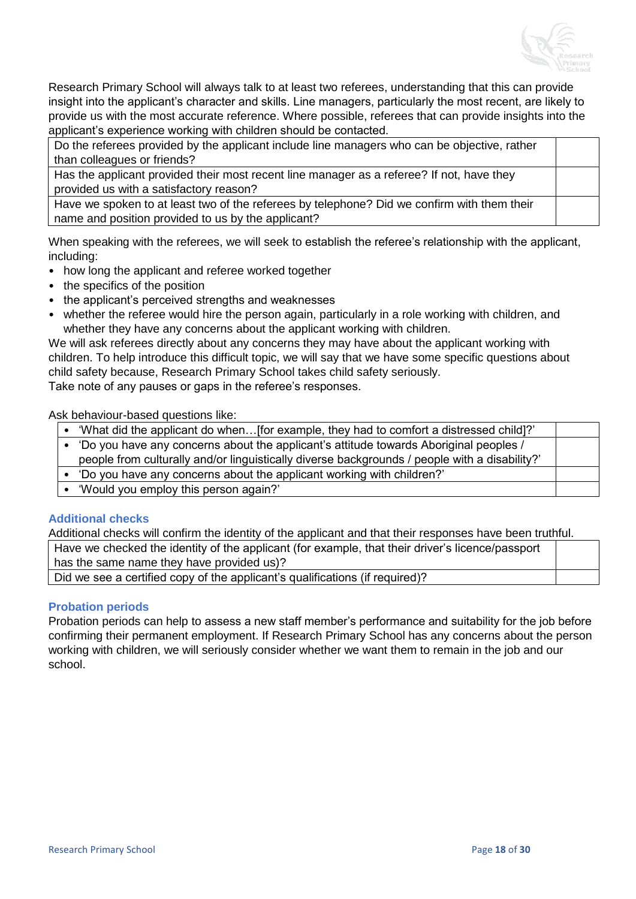Research Primary School will always talk to at least two referees, understanding that this can provide insight into the applicant's character and skills. Line managers, particularly the most recent, are likely to provide us with the most accurate reference. Where possible, referees that can provide insights into the applicant's experience working with children should be contacted.

| | |
|---|---|
| Do the referees provided by the applicant include line managers who can be objective, rather than colleagues or friends? | |
| Has the applicant provided their most recent line manager as a referee? If not, have they provided us with a satisfactory reason? | |
| Have we spoken to at least two of the referees by telephone? Did we confirm with them their name and position provided to us by the applicant? | |

When speaking with the referees, we will seek to establish the referee's relationship with the applicant, including:

- how long the applicant and referee worked together
- the specifics of the position
- the applicant's perceived strengths and weaknesses
- whether the referee would hire the person again, particularly in a role working with children, and whether they have any concerns about the applicant working with children.

We will ask referees directly about any concerns they may have about the applicant working with children. To help introduce this difficult topic, we will say that we have some specific questions about child safety because, Research Primary School takes child safety seriously.
Take note of any pauses or gaps in the referee's responses.

Ask behaviour-based questions like:

| | |
|---|---|
| • 'What did the applicant do when…[for example, they had to comfort a distressed child]?' | |
| • 'Do you have any concerns about the applicant's attitude towards Aboriginal peoples / people from culturally and/or linguistically diverse backgrounds / people with a disability?' | |
| • 'Do you have any concerns about the applicant working with children?' | |
| • 'Would you employ this person again?' | |

### Additional checks

Additional checks will confirm the identity of the applicant and that their responses have been truthful.

| | |
|---|---|
| Have we checked the identity of the applicant (for example, that their driver's licence/passport has the same name they have provided us)? | |
| Did we see a certified copy of the applicant's qualifications (if required)? | |

### Probation periods

Probation periods can help to assess a new staff member's performance and suitability for the job before confirming their permanent employment. If Research Primary School has any concerns about the person working with children, we will seriously consider whether we want them to remain in the job and our school.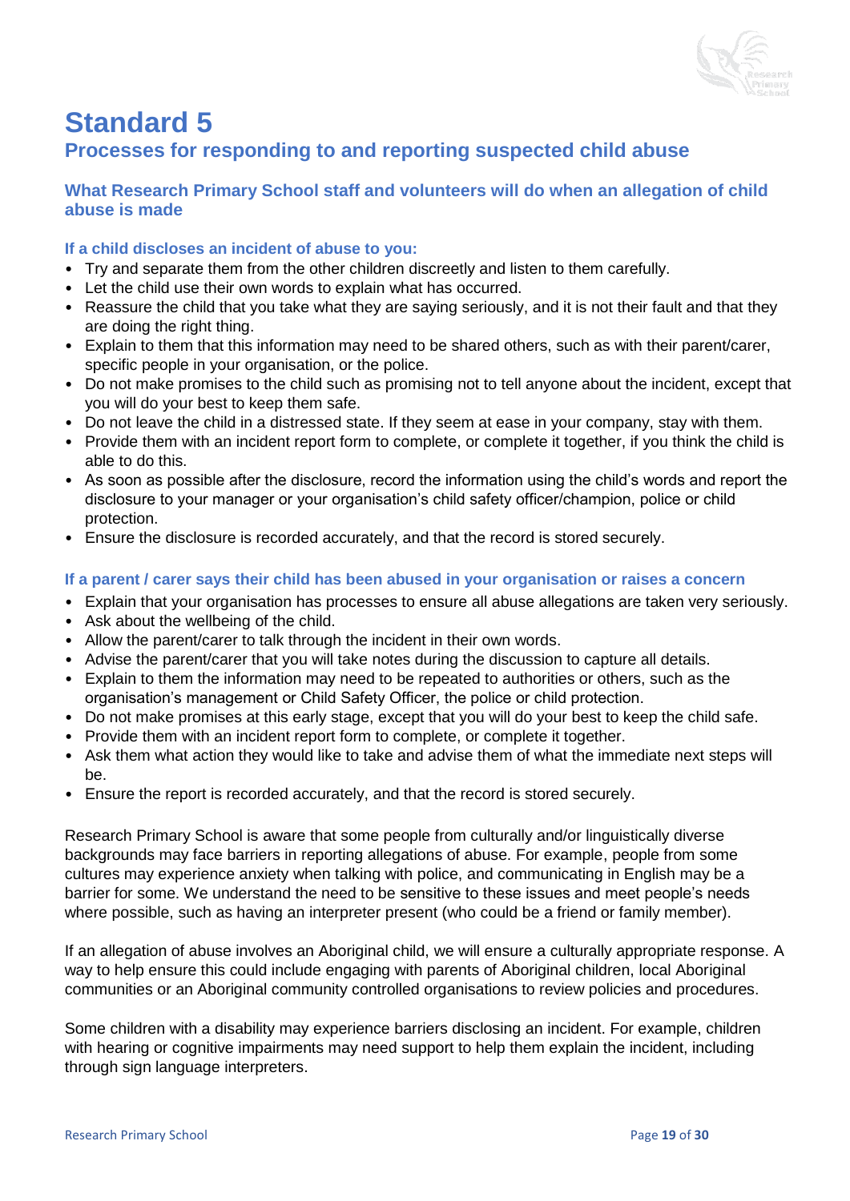# Standard 5

## Processes for responding to and reporting suspected child abuse

### What Research Primary School staff and volunteers will do when an allegation of child abuse is made

#### If a child discloses an incident of abuse to you:

- Try and separate them from the other children discreetly and listen to them carefully.
- Let the child use their own words to explain what has occurred.
- Reassure the child that you take what they are saying seriously, and it is not their fault and that they are doing the right thing.
- Explain to them that this information may need to be shared others, such as with their parent/carer, specific people in your organisation, or the police.
- Do not make promises to the child such as promising not to tell anyone about the incident, except that you will do your best to keep them safe.
- Do not leave the child in a distressed state. If they seem at ease in your company, stay with them.
- Provide them with an incident report form to complete, or complete it together, if you think the child is able to do this.
- As soon as possible after the disclosure, record the information using the child's words and report the disclosure to your manager or your organisation's child safety officer/champion, police or child protection.
- Ensure the disclosure is recorded accurately, and that the record is stored securely.

#### If a parent / carer says their child has been abused in your organisation or raises a concern

- Explain that your organisation has processes to ensure all abuse allegations are taken very seriously.
- Ask about the wellbeing of the child.
- Allow the parent/carer to talk through the incident in their own words.
- Advise the parent/carer that you will take notes during the discussion to capture all details.
- Explain to them the information may need to be repeated to authorities or others, such as the organisation's management or Child Safety Officer, the police or child protection.
- Do not make promises at this early stage, except that you will do your best to keep the child safe.
- Provide them with an incident report form to complete, or complete it together.
- Ask them what action they would like to take and advise them of what the immediate next steps will be.
- Ensure the report is recorded accurately, and that the record is stored securely.

Research Primary School is aware that some people from culturally and/or linguistically diverse backgrounds may face barriers in reporting allegations of abuse. For example, people from some cultures may experience anxiety when talking with police, and communicating in English may be a barrier for some. We understand the need to be sensitive to these issues and meet people's needs where possible, such as having an interpreter present (who could be a friend or family member).

If an allegation of abuse involves an Aboriginal child, we will ensure a culturally appropriate response. A way to help ensure this could include engaging with parents of Aboriginal children, local Aboriginal communities or an Aboriginal community controlled organisations to review policies and procedures.

Some children with a disability may experience barriers disclosing an incident. For example, children with hearing or cognitive impairments may need support to help them explain the incident, including through sign language interpreters.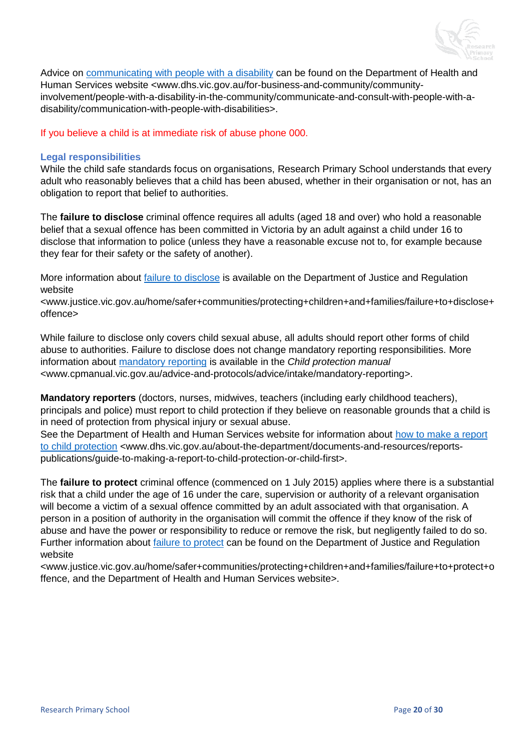Advice on communicating with people with a disability can be found on the Department of Health and Human Services website <www.dhs.vic.gov.au/for-business-and-community/community-involvement/people-with-a-disability-in-the-community/communicate-and-consult-with-people-with-a-disability/communication-with-people-with-disabilities>.

If you believe a child is at immediate risk of abuse phone 000.

### Legal responsibilities

While the child safe standards focus on organisations, Research Primary School understands that every adult who reasonably believes that a child has been abused, whether in their organisation or not, has an obligation to report that belief to authorities.

The **failure to disclose** criminal offence requires all adults (aged 18 and over) who hold a reasonable belief that a sexual offence has been committed in Victoria by an adult against a child under 16 to disclose that information to police (unless they have a reasonable excuse not to, for example because they fear for their safety or the safety of another).

More information about failure to disclose is available on the Department of Justice and Regulation website <www.justice.vic.gov.au/home/safer+communities/protecting+children+and+families/failure+to+disclose+offence>

While failure to disclose only covers child sexual abuse, all adults should report other forms of child abuse to authorities. Failure to disclose does not change mandatory reporting responsibilities. More information about mandatory reporting is available in the *Child protection manual* <www.cpmanual.vic.gov.au/advice-and-protocols/advice/intake/mandatory-reporting>.

**Mandatory reporters** (doctors, nurses, midwives, teachers (including early childhood teachers), principals and police) must report to child protection if they believe on reasonable grounds that a child is in need of protection from physical injury or sexual abuse.
See the Department of Health and Human Services website for information about how to make a report to child protection <www.dhs.vic.gov.au/about-the-department/documents-and-resources/reports-publications/guide-to-making-a-report-to-child-protection-or-child-first>.

The **failure to protect** criminal offence (commenced on 1 July 2015) applies where there is a substantial risk that a child under the age of 16 under the care, supervision or authority of a relevant organisation will become a victim of a sexual offence committed by an adult associated with that organisation. A person in a position of authority in the organisation will commit the offence if they know of the risk of abuse and have the power or responsibility to reduce or remove the risk, but negligently failed to do so. Further information about failure to protect can be found on the Department of Justice and Regulation website <www.justice.vic.gov.au/home/safer+communities/protecting+children+and+families/failure+to+protect+offence, and the Department of Health and Human Services website>.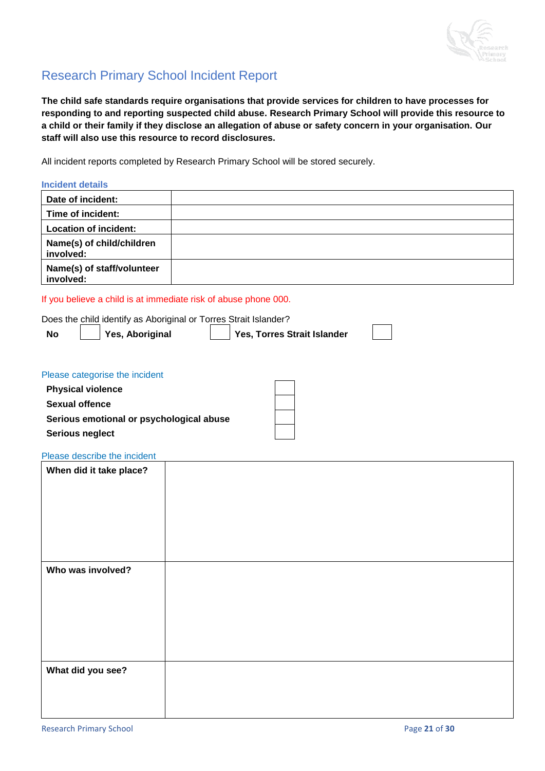# Research Primary School Incident Report

**The child safe standards require organisations that provide services for children to have processes for responding to and reporting suspected child abuse. Research Primary School will provide this resource to a child or their family if they disclose an allegation of abuse or safety concern in your organisation. Our staff will also use this resource to record disclosures.**

All incident reports completed by Research Primary School will be stored securely.

### Incident details

| | |
|---|---|
| **Date of incident:** | |
| **Time of incident:** | |
| **Location of incident:** | |
| **Name(s) of child/children involved:** | |
| **Name(s) of staff/volunteer involved:** | |

If you believe a child is at immediate risk of abuse phone 000.

Does the child identify as Aboriginal or Torres Strait Islander?

**No** ☐ **Yes, Aboriginal** ☐ **Yes, Torres Strait Islander** ☐

### Please categorise the incident

| | |
|---|---|
| **Physical violence** | ☐ |
| **Sexual offence** | ☐ |
| **Serious emotional or psychological abuse** | ☐ |
| **Serious neglect** | ☐ |

### Please describe the incident

| | |
|---|---|
| **When did it take place?** | |
| **Who was involved?** | |
| **What did you see?** | |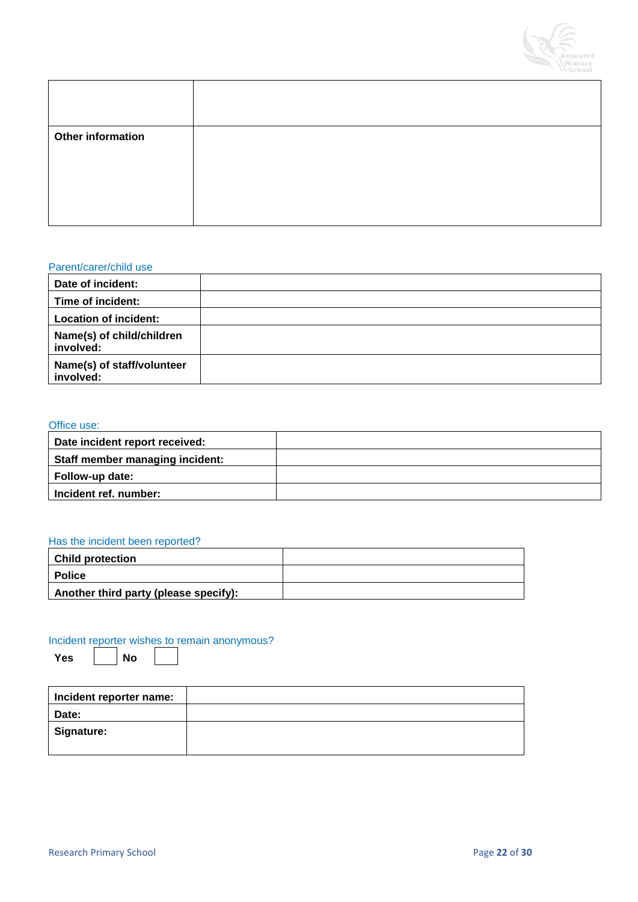| | |
|---|---|
| | |
| **Other information** | |

Parent/carer/child use

| | |
|---|---|
| **Date of incident:** | |
| **Time of incident:** | |
| **Location of incident:** | |
| **Name(s) of child/children involved:** | |
| **Name(s) of staff/volunteer involved:** | |

Office use:

| | |
|---|---|
| **Date incident report received:** | |
| **Staff member managing incident:** | |
| **Follow-up date:** | |
| **Incident ref. number:** | |

Has the incident been reported?

| | |
|---|---|
| **Child protection** | |
| **Police** | |
| **Another third party (please specify):** | |

Incident reporter wishes to remain anonymous?

**Yes** ☐ **No** ☐

| | |
|---|---|
| **Incident reporter name:** | |
| **Date:** | |
| **Signature:** | |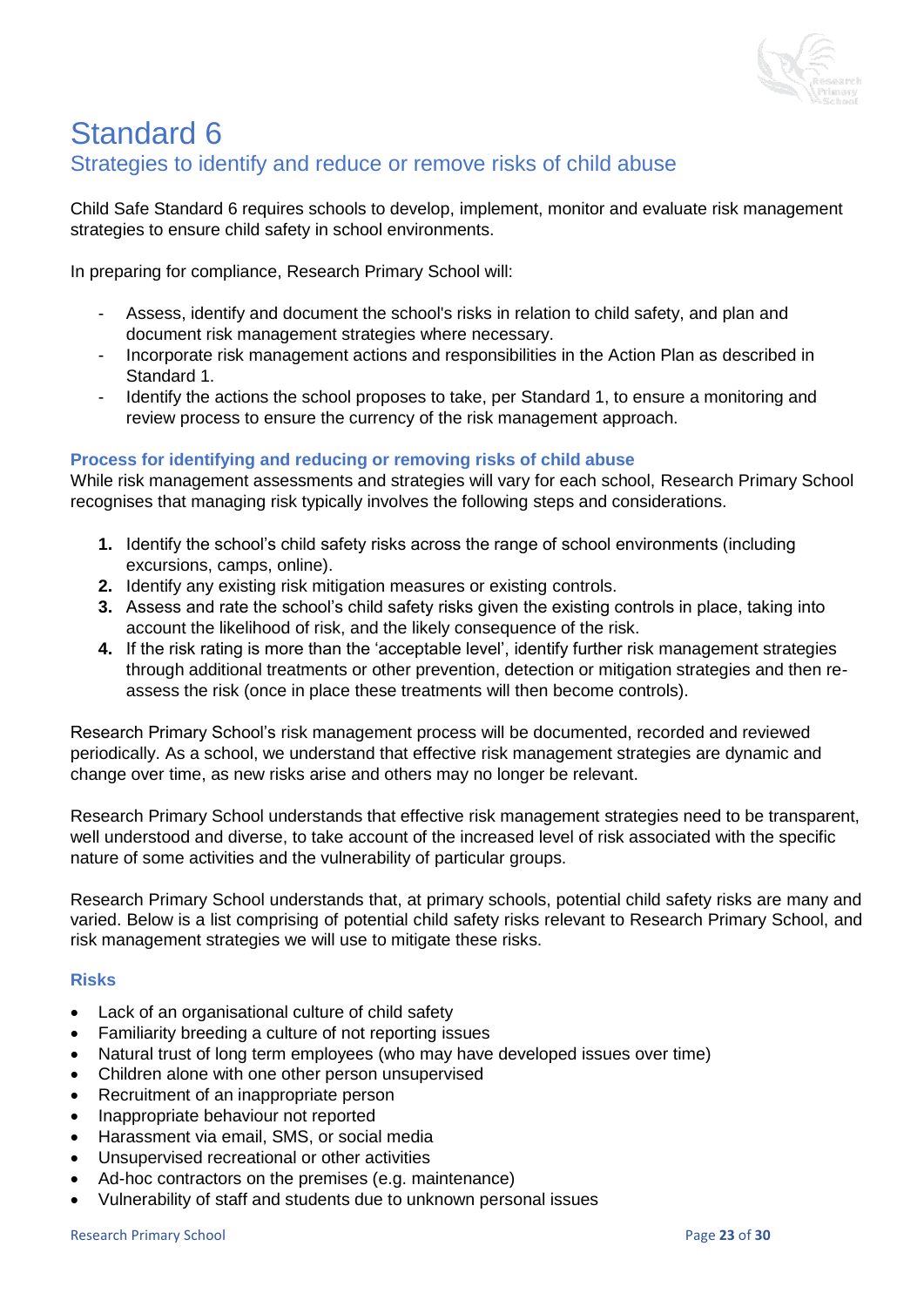# Standard 6

## Strategies to identify and reduce or remove risks of child abuse

Child Safe Standard 6 requires schools to develop, implement, monitor and evaluate risk management strategies to ensure child safety in school environments.

In preparing for compliance, Research Primary School will:

- Assess, identify and document the school's risks in relation to child safety, and plan and document risk management strategies where necessary.
- Incorporate risk management actions and responsibilities in the Action Plan as described in Standard 1.
- Identify the actions the school proposes to take, per Standard 1, to ensure a monitoring and review process to ensure the currency of the risk management approach.

### Process for identifying and reducing or removing risks of child abuse

While risk management assessments and strategies will vary for each school, Research Primary School recognises that managing risk typically involves the following steps and considerations.

1. Identify the school's child safety risks across the range of school environments (including excursions, camps, online).
2. Identify any existing risk mitigation measures or existing controls.
3. Assess and rate the school's child safety risks given the existing controls in place, taking into account the likelihood of risk, and the likely consequence of the risk.
4. If the risk rating is more than the 'acceptable level', identify further risk management strategies through additional treatments or other prevention, detection or mitigation strategies and then re-assess the risk (once in place these treatments will then become controls).

Research Primary School's risk management process will be documented, recorded and reviewed periodically. As a school, we understand that effective risk management strategies are dynamic and change over time, as new risks arise and others may no longer be relevant.

Research Primary School understands that effective risk management strategies need to be transparent, well understood and diverse, to take account of the increased level of risk associated with the specific nature of some activities and the vulnerability of particular groups.

Research Primary School understands that, at primary schools, potential child safety risks are many and varied. Below is a list comprising of potential child safety risks relevant to Research Primary School, and risk management strategies we will use to mitigate these risks.

### Risks

- Lack of an organisational culture of child safety
- Familiarity breeding a culture of not reporting issues
- Natural trust of long term employees (who may have developed issues over time)
- Children alone with one other person unsupervised
- Recruitment of an inappropriate person
- Inappropriate behaviour not reported
- Harassment via email, SMS, or social media
- Unsupervised recreational or other activities
- Ad-hoc contractors on the premises (e.g. maintenance)
- Vulnerability of staff and students due to unknown personal issues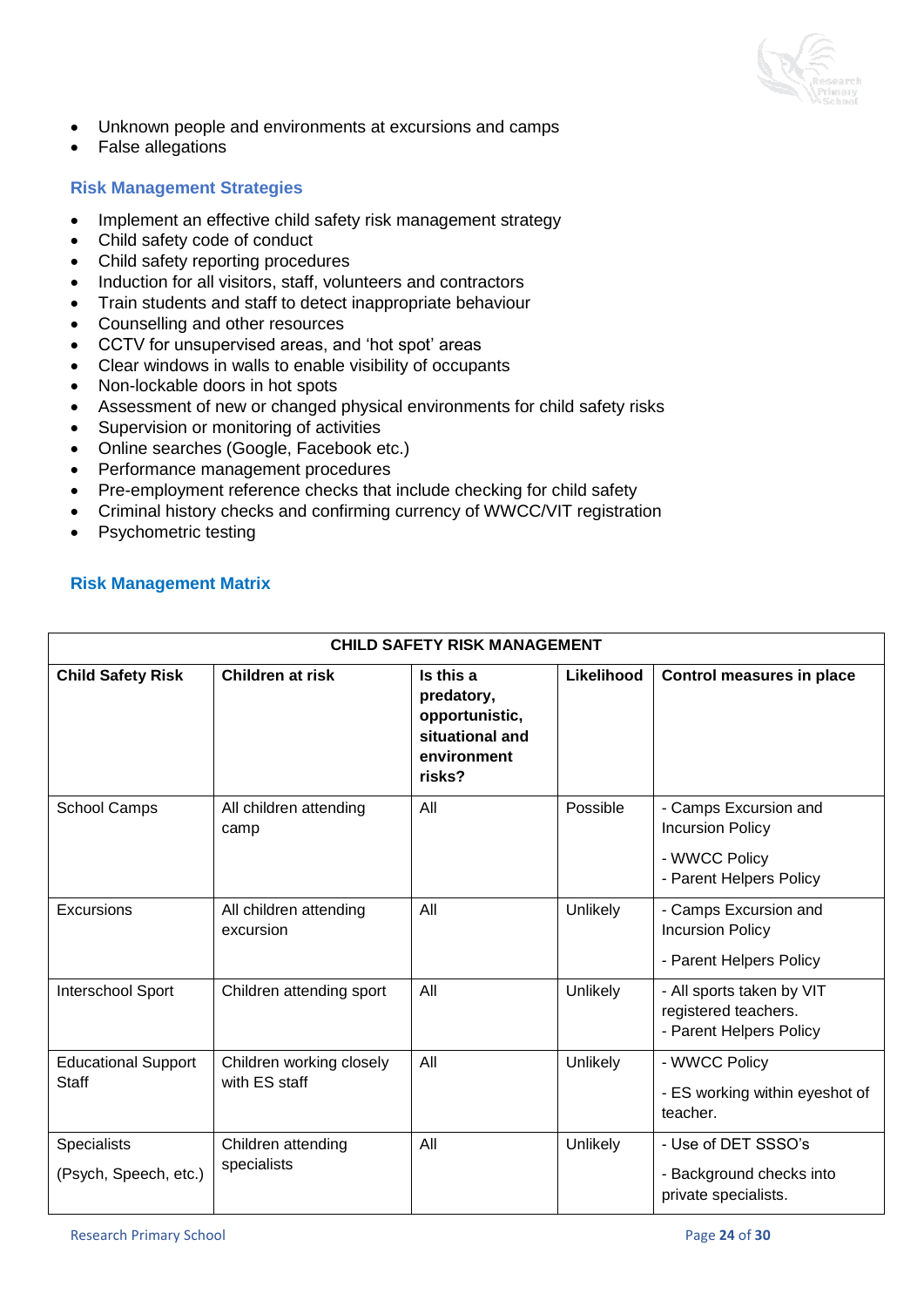- Unknown people and environments at excursions and camps
- False allegations

### Risk Management Strategies

- Implement an effective child safety risk management strategy
- Child safety code of conduct
- Child safety reporting procedures
- Induction for all visitors, staff, volunteers and contractors
- Train students and staff to detect inappropriate behaviour
- Counselling and other resources
- CCTV for unsupervised areas, and 'hot spot' areas
- Clear windows in walls to enable visibility of occupants
- Non-lockable doors in hot spots
- Assessment of new or changed physical environments for child safety risks
- Supervision or monitoring of activities
- Online searches (Google, Facebook etc.)
- Performance management procedures
- Pre-employment reference checks that include checking for child safety
- Criminal history checks and confirming currency of WWCC/VIT registration
- Psychometric testing

### Risk Management Matrix

| CHILD SAFETY RISK MANAGEMENT | | | | |
|---|---|---|---|---|
| **Child Safety Risk** | **Children at risk** | **Is this a predatory, opportunistic, situational and environment risks?** | **Likelihood** | **Control measures in place** |
| School Camps | All children attending camp | All | Possible | - Camps Excursion and Incursion Policy<br>- WWCC Policy<br>- Parent Helpers Policy |
| Excursions | All children attending excursion | All | Unlikely | - Camps Excursion and Incursion Policy<br>- Parent Helpers Policy |
| Interschool Sport | Children attending sport | All | Unlikely | - All sports taken by VIT registered teachers.<br>- Parent Helpers Policy |
| Educational Support Staff | Children working closely with ES staff | All | Unlikely | - WWCC Policy<br>- ES working within eyeshot of teacher. |
| Specialists<br>(Psych, Speech, etc.) | Children attending specialists | All | Unlikely | - Use of DET SSSO's<br>- Background checks into private specialists. |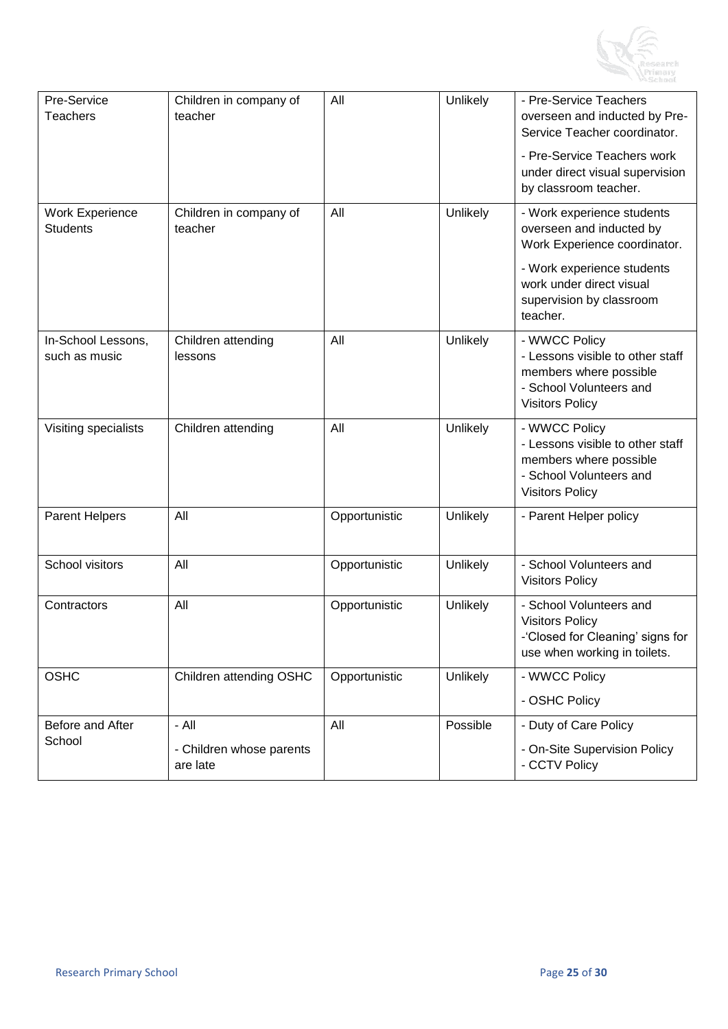| | | | | |
|---|---|---|---|---|
| Pre-Service Teachers | Children in company of teacher | All | Unlikely | - Pre-Service Teachers overseen and inducted by Pre-Service Teacher coordinator.<br>- Pre-Service Teachers work under direct visual supervision by classroom teacher. |
| Work Experience Students | Children in company of teacher | All | Unlikely | - Work experience students overseen and inducted by Work Experience coordinator.<br>- Work experience students work under direct visual supervision by classroom teacher. |
| In-School Lessons, such as music | Children attending lessons | All | Unlikely | - WWCC Policy<br>- Lessons visible to other staff members where possible<br>- School Volunteers and Visitors Policy |
| Visiting specialists | Children attending | All | Unlikely | - WWCC Policy<br>- Lessons visible to other staff members where possible<br>- School Volunteers and Visitors Policy |
| Parent Helpers | All | Opportunistic | Unlikely | - Parent Helper policy |
| School visitors | All | Opportunistic | Unlikely | - School Volunteers and Visitors Policy |
| Contractors | All | Opportunistic | Unlikely | - School Volunteers and Visitors Policy<br>-'Closed for Cleaning' signs for use when working in toilets. |
| OSHC | Children attending OSHC | Opportunistic | Unlikely | - WWCC Policy<br>- OSHC Policy |
| Before and After School | - All<br>- Children whose parents are late | All | Possible | - Duty of Care Policy<br>- On-Site Supervision Policy<br>- CCTV Policy |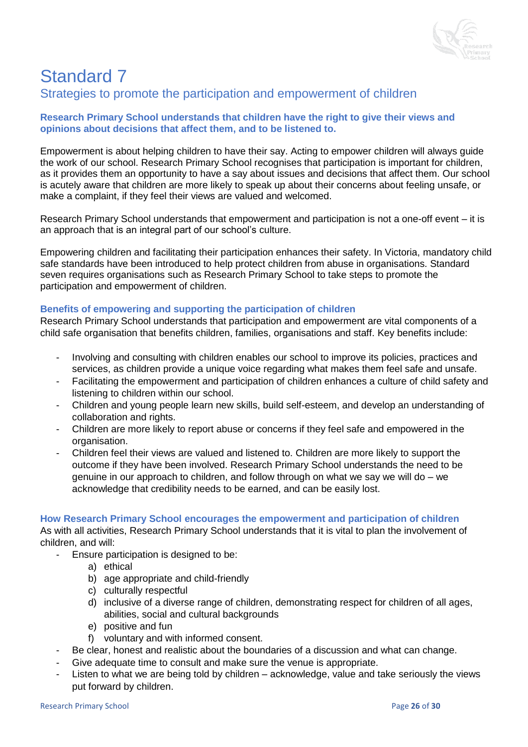# Standard 7

## Strategies to promote the participation and empowerment of children

**Research Primary School understands that children have the right to give their views and opinions about decisions that affect them, and to be listened to.**

Empowerment is about helping children to have their say. Acting to empower children will always guide the work of our school. Research Primary School recognises that participation is important for children, as it provides them an opportunity to have a say about issues and decisions that affect them. Our school is acutely aware that children are more likely to speak up about their concerns about feeling unsafe, or make a complaint, if they feel their views are valued and welcomed.

Research Primary School understands that empowerment and participation is not a one-off event – it is an approach that is an integral part of our school's culture.

Empowering children and facilitating their participation enhances their safety. In Victoria, mandatory child safe standards have been introduced to help protect children from abuse in organisations. Standard seven requires organisations such as Research Primary School to take steps to promote the participation and empowerment of children.

### Benefits of empowering and supporting the participation of children

Research Primary School understands that participation and empowerment are vital components of a child safe organisation that benefits children, families, organisations and staff. Key benefits include:

- Involving and consulting with children enables our school to improve its policies, practices and services, as children provide a unique voice regarding what makes them feel safe and unsafe.
- Facilitating the empowerment and participation of children enhances a culture of child safety and listening to children within our school.
- Children and young people learn new skills, build self-esteem, and develop an understanding of collaboration and rights.
- Children are more likely to report abuse or concerns if they feel safe and empowered in the organisation.
- Children feel their views are valued and listened to. Children are more likely to support the outcome if they have been involved. Research Primary School understands the need to be genuine in our approach to children, and follow through on what we say we will do – we acknowledge that credibility needs to be earned, and can be easily lost.

### How Research Primary School encourages the empowerment and participation of children

As with all activities, Research Primary School understands that it is vital to plan the involvement of children, and will:

- Ensure participation is designed to be:
  a) ethical
  b) age appropriate and child-friendly
  c) culturally respectful
  d) inclusive of a diverse range of children, demonstrating respect for children of all ages, abilities, social and cultural backgrounds
  e) positive and fun
  f) voluntary and with informed consent.
- Be clear, honest and realistic about the boundaries of a discussion and what can change.
- Give adequate time to consult and make sure the venue is appropriate.
- Listen to what we are being told by children – acknowledge, value and take seriously the views put forward by children.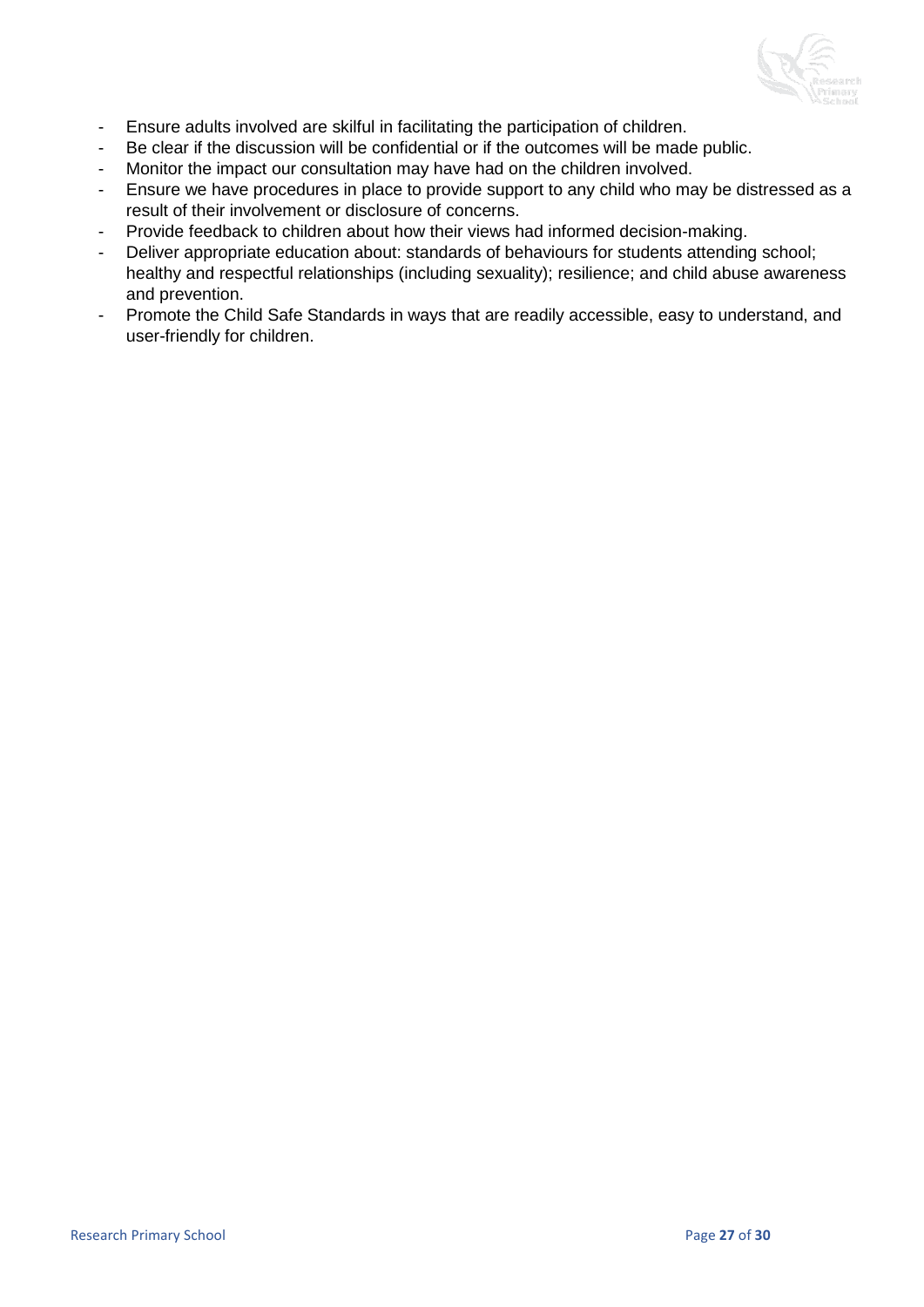- Ensure adults involved are skilful in facilitating the participation of children.
- Be clear if the discussion will be confidential or if the outcomes will be made public.
- Monitor the impact our consultation may have had on the children involved.
- Ensure we have procedures in place to provide support to any child who may be distressed as a result of their involvement or disclosure of concerns.
- Provide feedback to children about how their views had informed decision-making.
- Deliver appropriate education about: standards of behaviours for students attending school; healthy and respectful relationships (including sexuality); resilience; and child abuse awareness and prevention.
- Promote the Child Safe Standards in ways that are readily accessible, easy to understand, and user-friendly for children.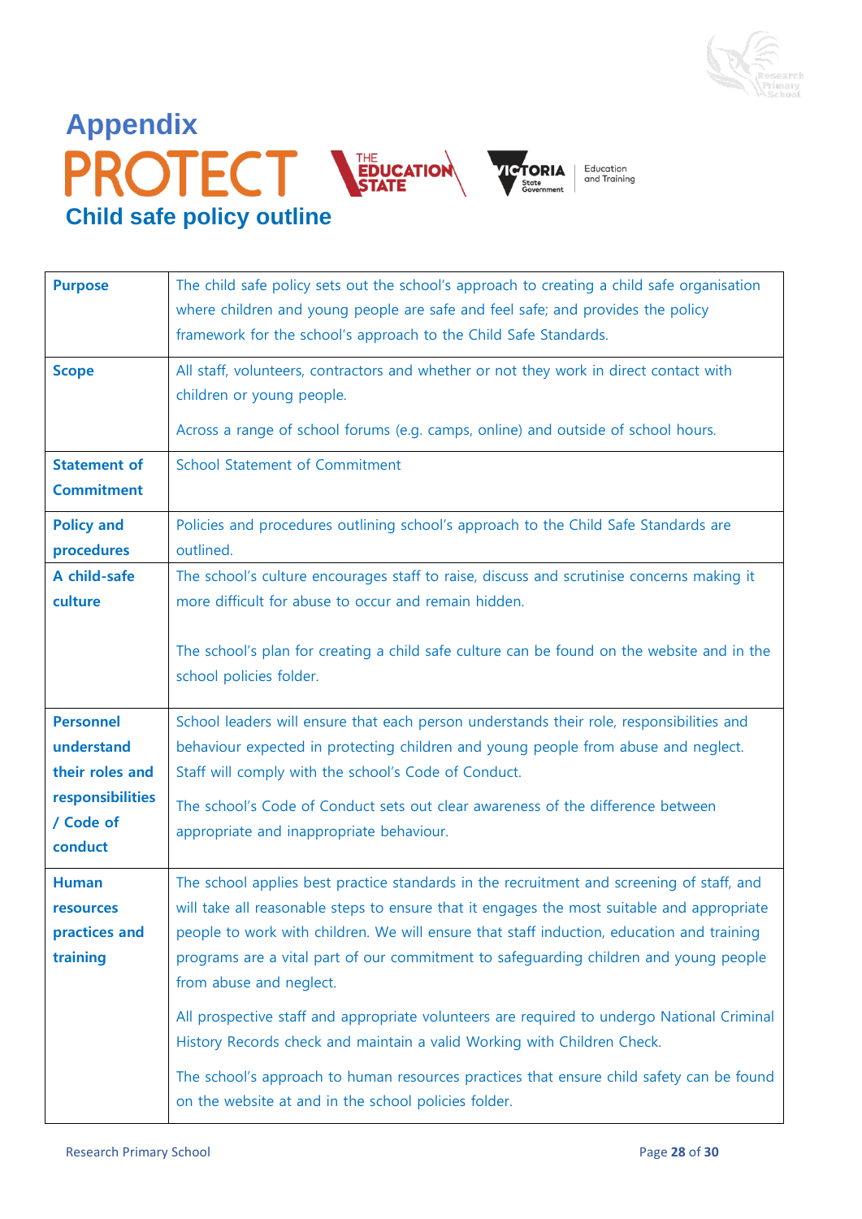# Appendix

PROTECT

## Child safe policy outline

| | |
|---|---|
| **Purpose** | The child safe policy sets out the school's approach to creating a child safe organisation where children and young people are safe and feel safe; and provides the policy framework for the school's approach to the Child Safe Standards. |
| **Scope** | All staff, volunteers, contractors and whether or not they work in direct contact with children or young people.<br><br>Across a range of school forums (e.g. camps, online) and outside of school hours. |
| **Statement of Commitment** | School Statement of Commitment |
| **Policy and procedures** | Policies and procedures outlining school's approach to the Child Safe Standards are outlined. |
| **A child-safe culture** | The school's culture encourages staff to raise, discuss and scrutinise concerns making it more difficult for abuse to occur and remain hidden.<br><br>The school's plan for creating a child safe culture can be found on the website and in the school policies folder. |
| **Personnel understand their roles and responsibilities / Code of conduct** | School leaders will ensure that each person understands their role, responsibilities and behaviour expected in protecting children and young people from abuse and neglect. Staff will comply with the school's Code of Conduct.<br><br>The school's Code of Conduct sets out clear awareness of the difference between appropriate and inappropriate behaviour. |
| **Human resources practices and training** | The school applies best practice standards in the recruitment and screening of staff, and will take all reasonable steps to ensure that it engages the most suitable and appropriate people to work with children. We will ensure that staff induction, education and training programs are a vital part of our commitment to safeguarding children and young people from abuse and neglect.<br><br>All prospective staff and appropriate volunteers are required to undergo National Criminal History Records check and maintain a valid Working with Children Check.<br><br>The school's approach to human resources practices that ensure child safety can be found on the website at and in the school policies folder. |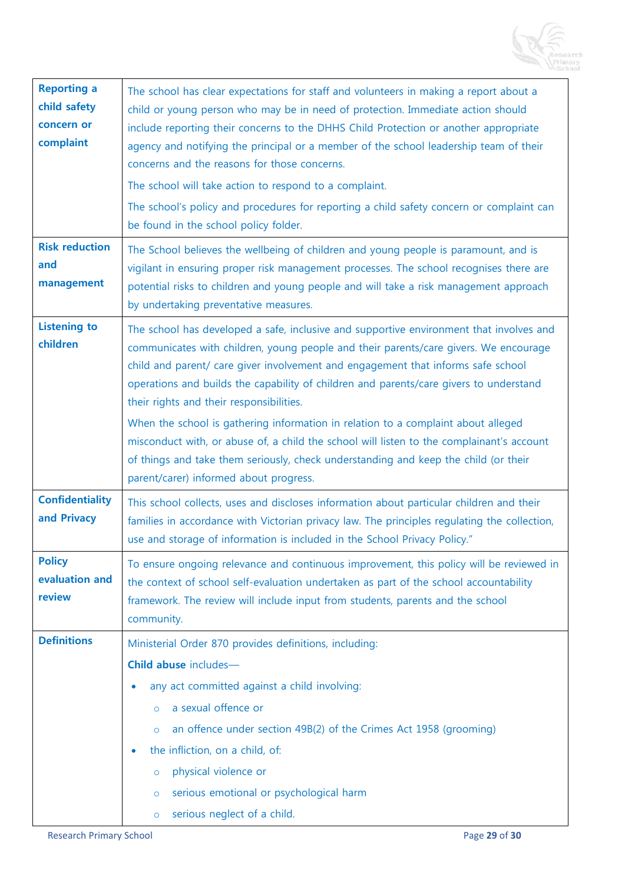| | |
|---|---|
| **Reporting a child safety concern or complaint** | The school has clear expectations for staff and volunteers in making a report about a child or young person who may be in need of protection. Immediate action should include reporting their concerns to the DHHS Child Protection or another appropriate agency and notifying the principal or a member of the school leadership team of their concerns and the reasons for those concerns.<br><br>The school will take action to respond to a complaint.<br><br>The school's policy and procedures for reporting a child safety concern or complaint can be found in the school policy folder. |
| **Risk reduction and management** | The School believes the wellbeing of children and young people is paramount, and is vigilant in ensuring proper risk management processes. The school recognises there are potential risks to children and young people and will take a risk management approach by undertaking preventative measures. |
| **Listening to children** | The school has developed a safe, inclusive and supportive environment that involves and communicates with children, young people and their parents/care givers. We encourage child and parent/ care giver involvement and engagement that informs safe school operations and builds the capability of children and parents/care givers to understand their rights and their responsibilities.<br><br>When the school is gathering information in relation to a complaint about alleged misconduct with, or abuse of, a child the school will listen to the complainant's account of things and take them seriously, check understanding and keep the child (or their parent/carer) informed about progress. |
| **Confidentiality and Privacy** | This school collects, uses and discloses information about particular children and their families in accordance with Victorian privacy law. The principles regulating the collection, use and storage of information is included in the School Privacy Policy." |
| **Policy evaluation and review** | To ensure ongoing relevance and continuous improvement, this policy will be reviewed in the context of school self-evaluation undertaken as part of the school accountability framework. The review will include input from students, parents and the school community. |
| **Definitions** | Ministerial Order 870 provides definitions, including:<br><br>**Child abuse** includes—<br><br>• any act committed against a child involving:<br>&nbsp;&nbsp;&nbsp;&nbsp;○ a sexual offence or<br>&nbsp;&nbsp;&nbsp;&nbsp;○ an offence under section 49B(2) of the Crimes Act 1958 (grooming)<br>• the infliction, on a child, of:<br>&nbsp;&nbsp;&nbsp;&nbsp;○ physical violence or<br>&nbsp;&nbsp;&nbsp;&nbsp;○ serious emotional or psychological harm<br>&nbsp;&nbsp;&nbsp;&nbsp;○ serious neglect of a child. |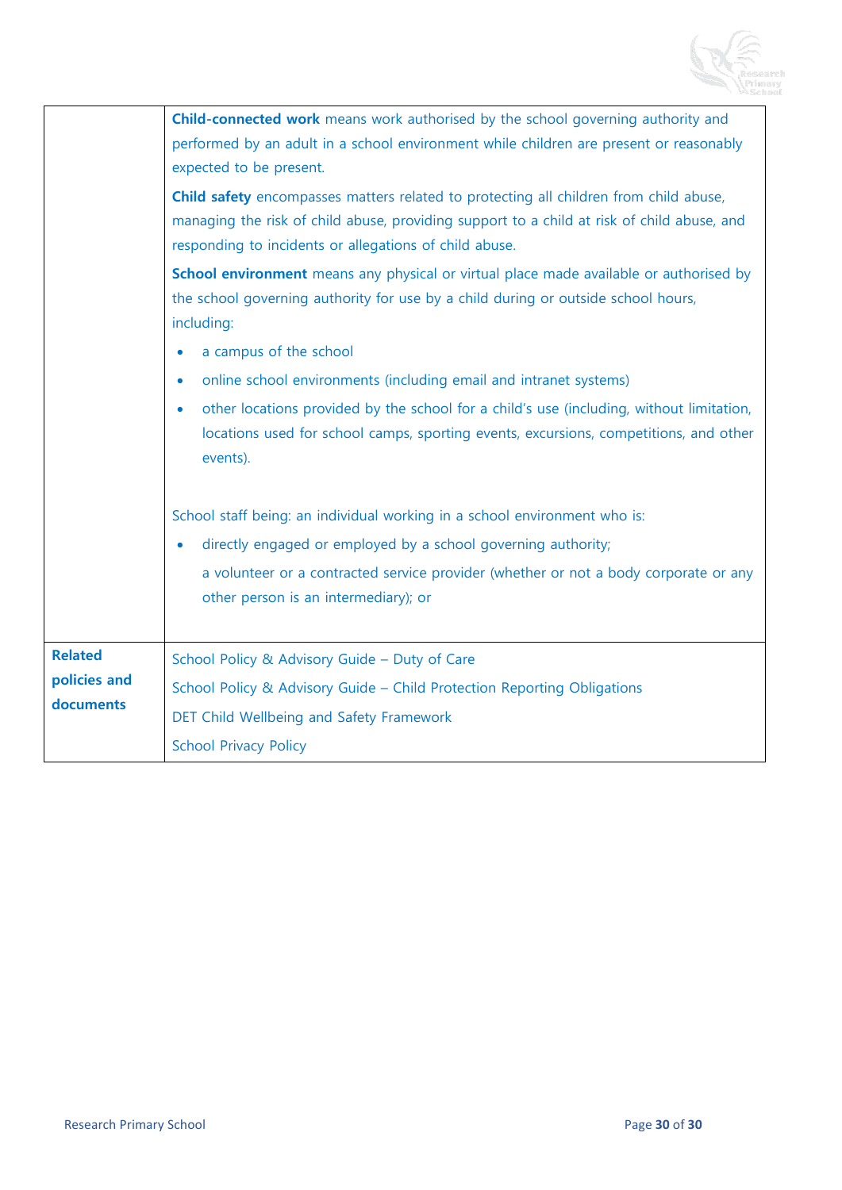| | |
|---|---|
| | **Child-connected work** means work authorised by the school governing authority and performed by an adult in a school environment while children are present or reasonably expected to be present.<br><br>**Child safety** encompasses matters related to protecting all children from child abuse, managing the risk of child abuse, providing support to a child at risk of child abuse, and responding to incidents or allegations of child abuse.<br><br>**School environment** means any physical or virtual place made available or authorised by the school governing authority for use by a child during or outside school hours, including:<br>• a campus of the school<br>• online school environments (including email and intranet systems)<br>• other locations provided by the school for a child's use (including, without limitation, locations used for school camps, sporting events, excursions, competitions, and other events).<br><br>School staff being: an individual working in a school environment who is:<br>• directly engaged or employed by a school governing authority;<br>a volunteer or a contracted service provider (whether or not a body corporate or any other person is an intermediary); or |
| **Related policies and documents** | School Policy & Advisory Guide – Duty of Care<br>School Policy & Advisory Guide – Child Protection Reporting Obligations<br>DET Child Wellbeing and Safety Framework<br>School Privacy Policy |